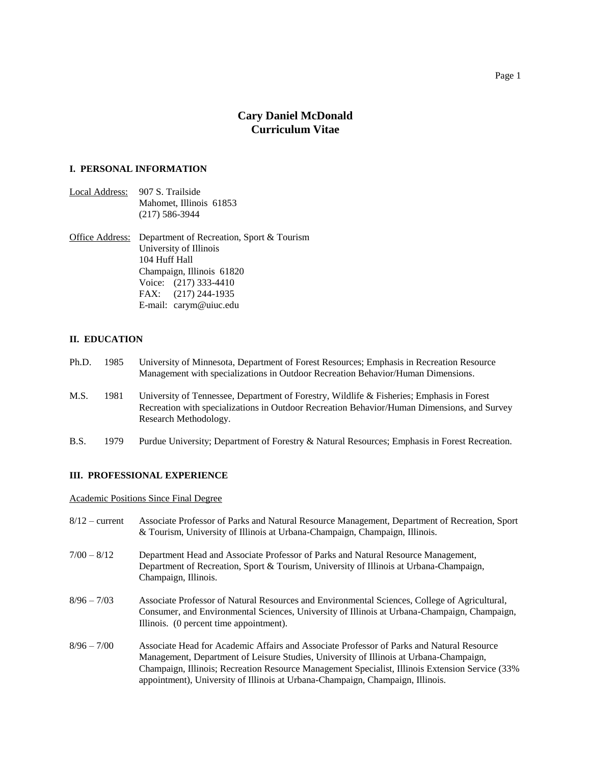# Cary Daniel McDonald
## Curriculum Vitae

### I. PERSONAL INFORMATION

Local Address: 907 S. Trailside
Mahomet, Illinois 61853
(217) 586-3944

Office Address: Department of Recreation, Sport & Tourism
University of Illinois
104 Huff Hall
Champaign, Illinois 61820
Voice: (217) 333-4410
FAX: (217) 244-1935
E-mail: carym@uiuc.edu

### II. EDUCATION

Ph.D. 1985 University of Minnesota, Department of Forest Resources; Emphasis in Recreation Resource Management with specializations in Outdoor Recreation Behavior/Human Dimensions.

M.S. 1981 University of Tennessee, Department of Forestry, Wildlife & Fisheries; Emphasis in Forest Recreation with specializations in Outdoor Recreation Behavior/Human Dimensions, and Survey Research Methodology.

B.S. 1979 Purdue University; Department of Forestry & Natural Resources; Emphasis in Forest Recreation.

### III. PROFESSIONAL EXPERIENCE

Academic Positions Since Final Degree

8/12 – current Associate Professor of Parks and Natural Resource Management, Department of Recreation, Sport & Tourism, University of Illinois at Urbana-Champaign, Champaign, Illinois.

7/00 – 8/12 Department Head and Associate Professor of Parks and Natural Resource Management, Department of Recreation, Sport & Tourism, University of Illinois at Urbana-Champaign, Champaign, Illinois.

8/96 – 7/03 Associate Professor of Natural Resources and Environmental Sciences, College of Agricultural, Consumer, and Environmental Sciences, University of Illinois at Urbana-Champaign, Champaign, Illinois. (0 percent time appointment).

8/96 – 7/00 Associate Head for Academic Affairs and Associate Professor of Parks and Natural Resource Management, Department of Leisure Studies, University of Illinois at Urbana-Champaign, Champaign, Illinois; Recreation Resource Management Specialist, Illinois Extension Service (33% appointment), University of Illinois at Urbana-Champaign, Champaign, Illinois.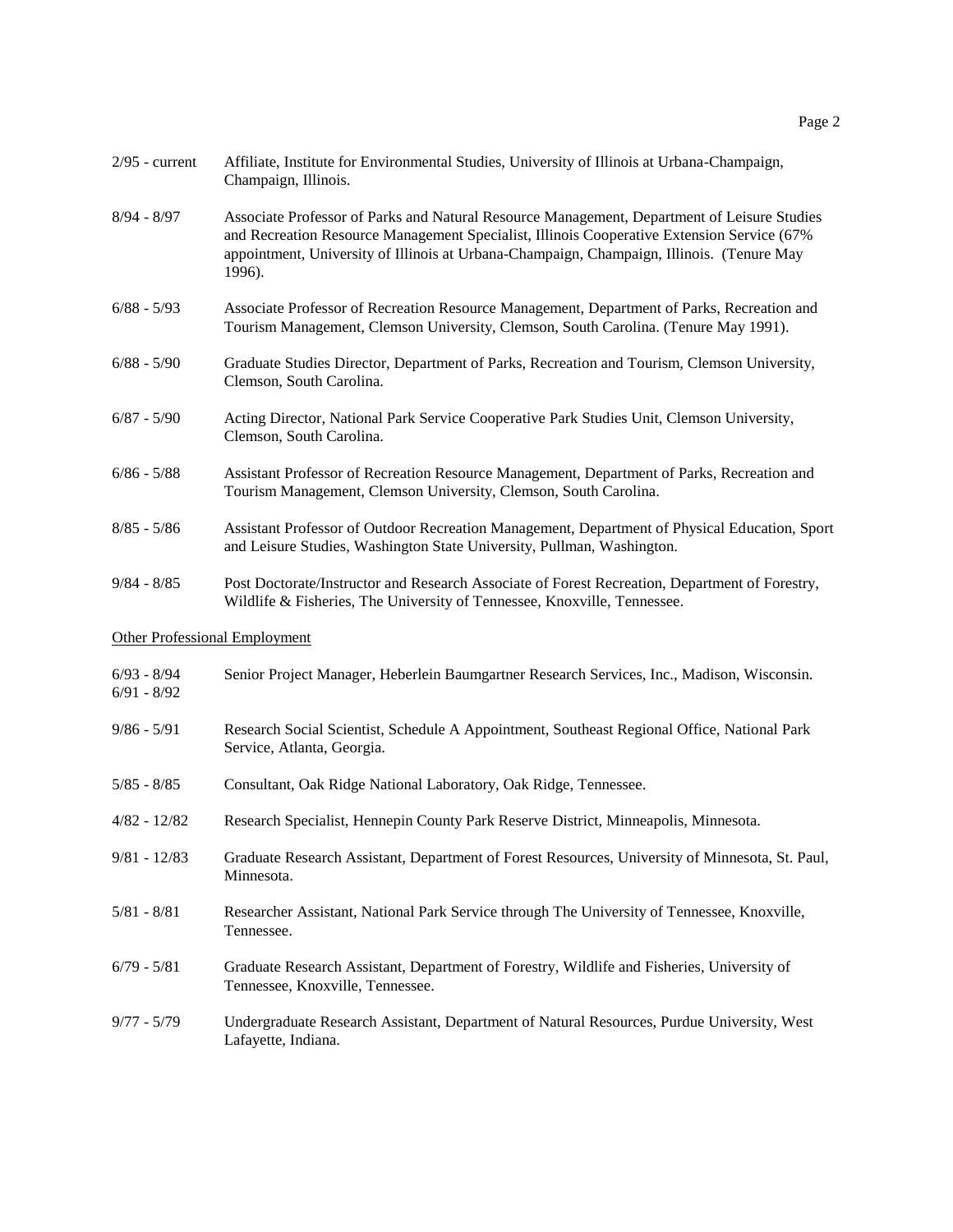2/95 - current Affiliate, Institute for Environmental Studies, University of Illinois at Urbana-Champaign, Champaign, Illinois.

8/94 - 8/97 Associate Professor of Parks and Natural Resource Management, Department of Leisure Studies and Recreation Resource Management Specialist, Illinois Cooperative Extension Service (67% appointment, University of Illinois at Urbana-Champaign, Champaign, Illinois. (Tenure May 1996).

6/88 - 5/93 Associate Professor of Recreation Resource Management, Department of Parks, Recreation and Tourism Management, Clemson University, Clemson, South Carolina. (Tenure May 1991).

6/88 - 5/90 Graduate Studies Director, Department of Parks, Recreation and Tourism, Clemson University, Clemson, South Carolina.

6/87 - 5/90 Acting Director, National Park Service Cooperative Park Studies Unit, Clemson University, Clemson, South Carolina.

6/86 - 5/88 Assistant Professor of Recreation Resource Management, Department of Parks, Recreation and Tourism Management, Clemson University, Clemson, South Carolina.

8/85 - 5/86 Assistant Professor of Outdoor Recreation Management, Department of Physical Education, Sport and Leisure Studies, Washington State University, Pullman, Washington.

9/84 - 8/85 Post Doctorate/Instructor and Research Associate of Forest Recreation, Department of Forestry, Wildlife & Fisheries, The University of Tennessee, Knoxville, Tennessee.

<u>Other Professional Employment</u>

6/93 - 8/94
6/91 - 8/92 Senior Project Manager, Heberlein Baumgartner Research Services, Inc., Madison, Wisconsin.

9/86 - 5/91 Research Social Scientist, Schedule A Appointment, Southeast Regional Office, National Park Service, Atlanta, Georgia.

5/85 - 8/85 Consultant, Oak Ridge National Laboratory, Oak Ridge, Tennessee.

4/82 - 12/82 Research Specialist, Hennepin County Park Reserve District, Minneapolis, Minnesota.

9/81 - 12/83 Graduate Research Assistant, Department of Forest Resources, University of Minnesota, St. Paul, Minnesota.

5/81 - 8/81 Researcher Assistant, National Park Service through The University of Tennessee, Knoxville, Tennessee.

6/79 - 5/81 Graduate Research Assistant, Department of Forestry, Wildlife and Fisheries, University of Tennessee, Knoxville, Tennessee.

9/77 - 5/79 Undergraduate Research Assistant, Department of Natural Resources, Purdue University, West Lafayette, Indiana.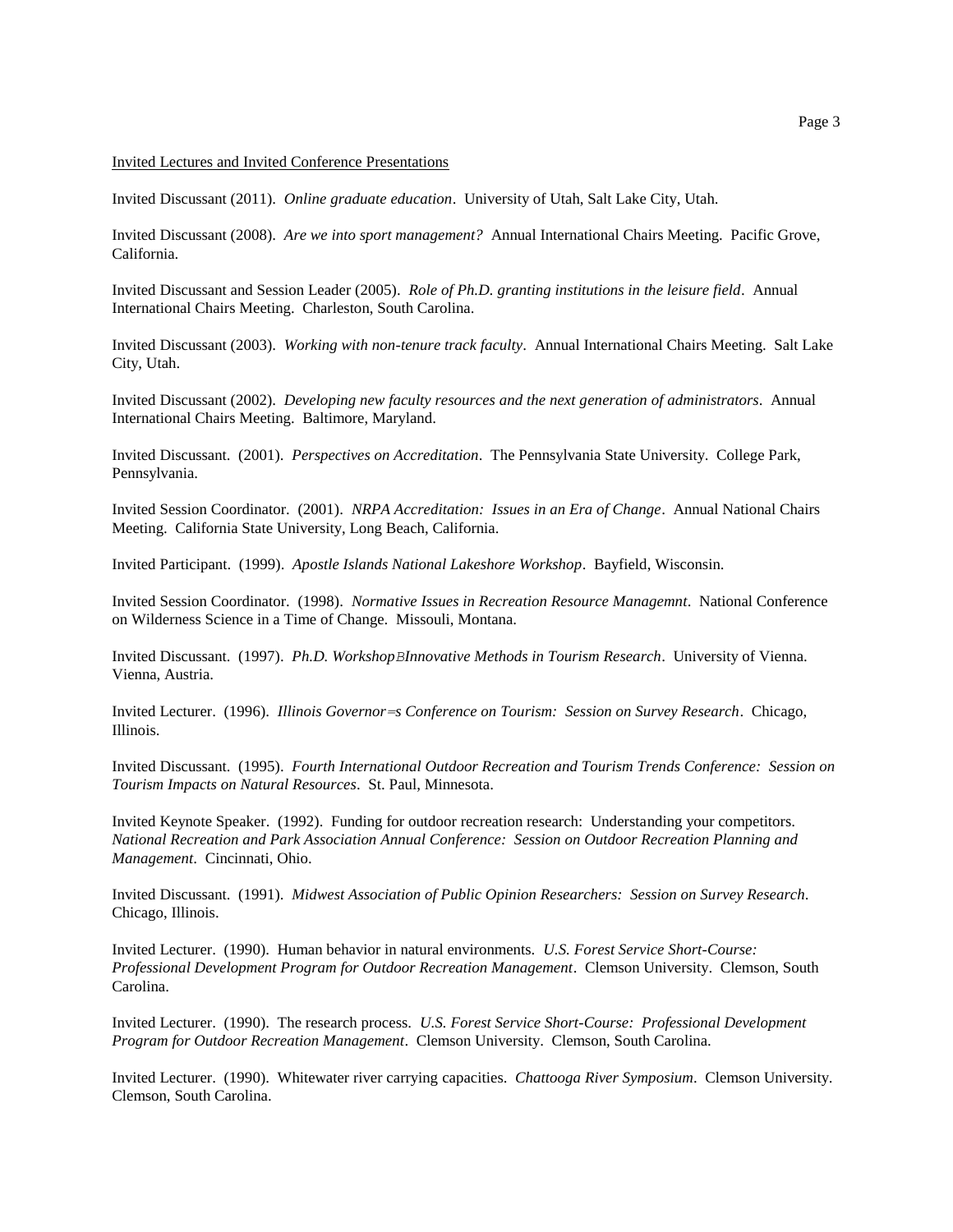Invited Lectures and Invited Conference Presentations

Invited Discussant (2011). *Online graduate education*. University of Utah, Salt Lake City, Utah.

Invited Discussant (2008). *Are we into sport management?* Annual International Chairs Meeting. Pacific Grove, California.

Invited Discussant and Session Leader (2005). *Role of Ph.D. granting institutions in the leisure field*. Annual International Chairs Meeting. Charleston, South Carolina.

Invited Discussant (2003). *Working with non-tenure track faculty*. Annual International Chairs Meeting. Salt Lake City, Utah.

Invited Discussant (2002). *Developing new faculty resources and the next generation of administrators*. Annual International Chairs Meeting. Baltimore, Maryland.

Invited Discussant. (2001). *Perspectives on Accreditation*. The Pennsylvania State University. College Park, Pennsylvania.

Invited Session Coordinator. (2001). *NRPA Accreditation: Issues in an Era of Change*. Annual National Chairs Meeting. California State University, Long Beach, California.

Invited Participant. (1999). *Apostle Islands National Lakeshore Workshop*. Bayfield, Wisconsin.

Invited Session Coordinator. (1998). *Normative Issues in Recreation Resource Managemnt*. National Conference on Wilderness Science in a Time of Change. Missouli, Montana.

Invited Discussant. (1997). *Ph.D. WorkshopBInnovative Methods in Tourism Research*. University of Vienna. Vienna, Austria.

Invited Lecturer. (1996). *Illinois Governor=s Conference on Tourism: Session on Survey Research*. Chicago, Illinois.

Invited Discussant. (1995). *Fourth International Outdoor Recreation and Tourism Trends Conference: Session on Tourism Impacts on Natural Resources*. St. Paul, Minnesota.

Invited Keynote Speaker. (1992). Funding for outdoor recreation research: Understanding your competitors. *National Recreation and Park Association Annual Conference: Session on Outdoor Recreation Planning and Management*. Cincinnati, Ohio.

Invited Discussant. (1991). *Midwest Association of Public Opinion Researchers: Session on Survey Research*. Chicago, Illinois.

Invited Lecturer. (1990). Human behavior in natural environments. *U.S. Forest Service Short-Course: Professional Development Program for Outdoor Recreation Management*. Clemson University. Clemson, South Carolina.

Invited Lecturer. (1990). The research process. *U.S. Forest Service Short-Course: Professional Development Program for Outdoor Recreation Management*. Clemson University. Clemson, South Carolina.

Invited Lecturer. (1990). Whitewater river carrying capacities. *Chattooga River Symposium*. Clemson University. Clemson, South Carolina.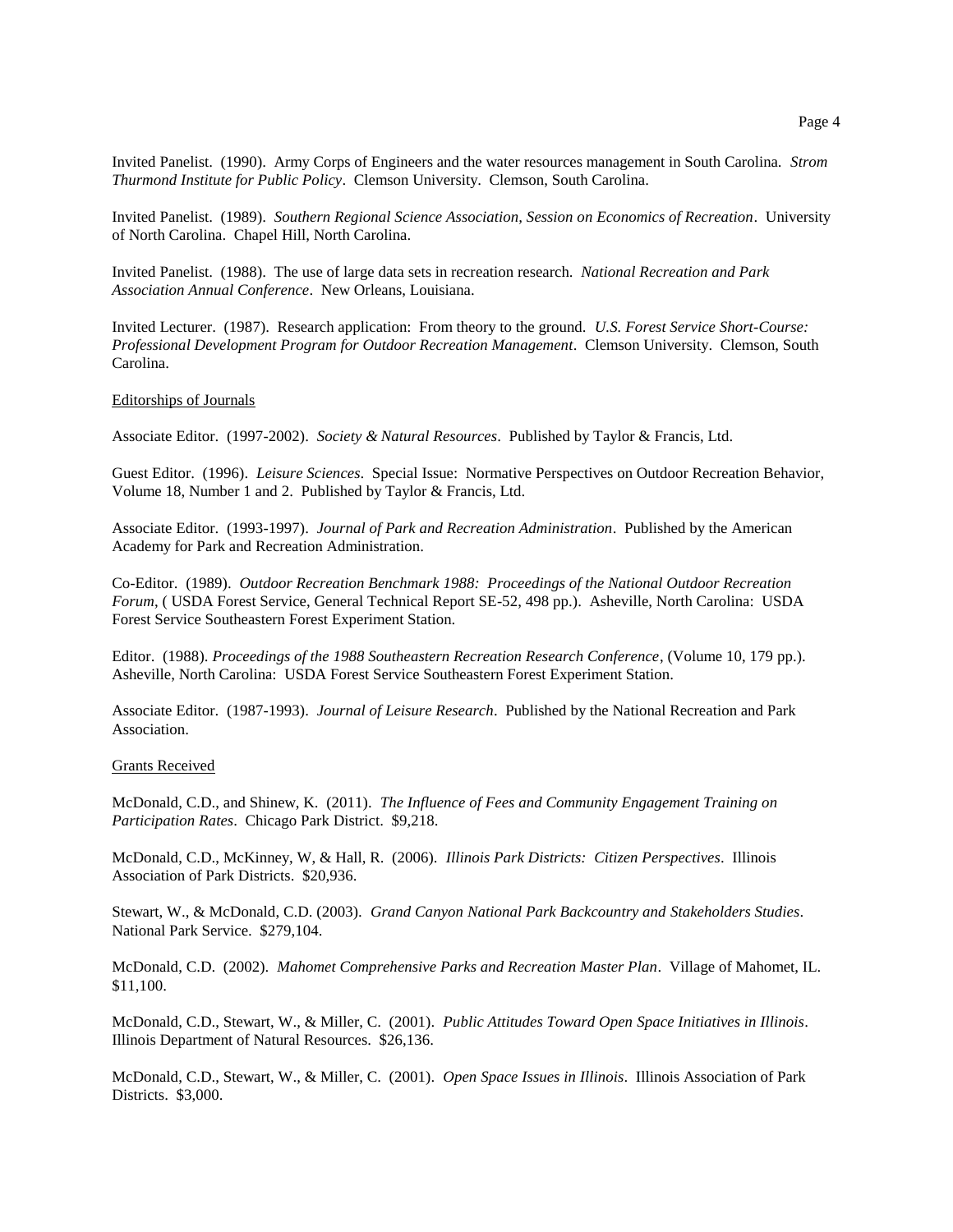Invited Panelist. (1990). Army Corps of Engineers and the water resources management in South Carolina. *Strom Thurmond Institute for Public Policy*. Clemson University. Clemson, South Carolina.

Invited Panelist. (1989). *Southern Regional Science Association, Session on Economics of Recreation*. University of North Carolina. Chapel Hill, North Carolina.

Invited Panelist. (1988). The use of large data sets in recreation research. *National Recreation and Park Association Annual Conference*. New Orleans, Louisiana.

Invited Lecturer. (1987). Research application: From theory to the ground. *U.S. Forest Service Short-Course: Professional Development Program for Outdoor Recreation Management*. Clemson University. Clemson, South Carolina.

<u>Editorships of Journals</u>

Associate Editor. (1997-2002). *Society & Natural Resources*. Published by Taylor & Francis, Ltd.

Guest Editor. (1996). *Leisure Sciences*. Special Issue: Normative Perspectives on Outdoor Recreation Behavior, Volume 18, Number 1 and 2. Published by Taylor & Francis, Ltd.

Associate Editor. (1993-1997). *Journal of Park and Recreation Administration*. Published by the American Academy for Park and Recreation Administration.

Co-Editor. (1989). *Outdoor Recreation Benchmark 1988: Proceedings of the National Outdoor Recreation Forum*, ( USDA Forest Service, General Technical Report SE-52, 498 pp.). Asheville, North Carolina: USDA Forest Service Southeastern Forest Experiment Station.

Editor. (1988). *Proceedings of the 1988 Southeastern Recreation Research Conference*, (Volume 10, 179 pp.). Asheville, North Carolina: USDA Forest Service Southeastern Forest Experiment Station.

Associate Editor. (1987-1993). *Journal of Leisure Research*. Published by the National Recreation and Park Association.

<u>Grants Received</u>

McDonald, C.D., and Shinew, K. (2011). *The Influence of Fees and Community Engagement Training on Participation Rates*. Chicago Park District. $9,218.

McDonald, C.D., McKinney, W, & Hall, R. (2006). *Illinois Park Districts: Citizen Perspectives*. Illinois Association of Park Districts. $20,936.

Stewart, W., & McDonald, C.D. (2003). *Grand Canyon National Park Backcountry and Stakeholders Studies*. National Park Service. $279,104.

McDonald, C.D. (2002). *Mahomet Comprehensive Parks and Recreation Master Plan*. Village of Mahomet, IL. $11,100.

McDonald, C.D., Stewart, W., & Miller, C. (2001). *Public Attitudes Toward Open Space Initiatives in Illinois*. Illinois Department of Natural Resources. $26,136.

McDonald, C.D., Stewart, W., & Miller, C. (2001). *Open Space Issues in Illinois*. Illinois Association of Park Districts. $3,000.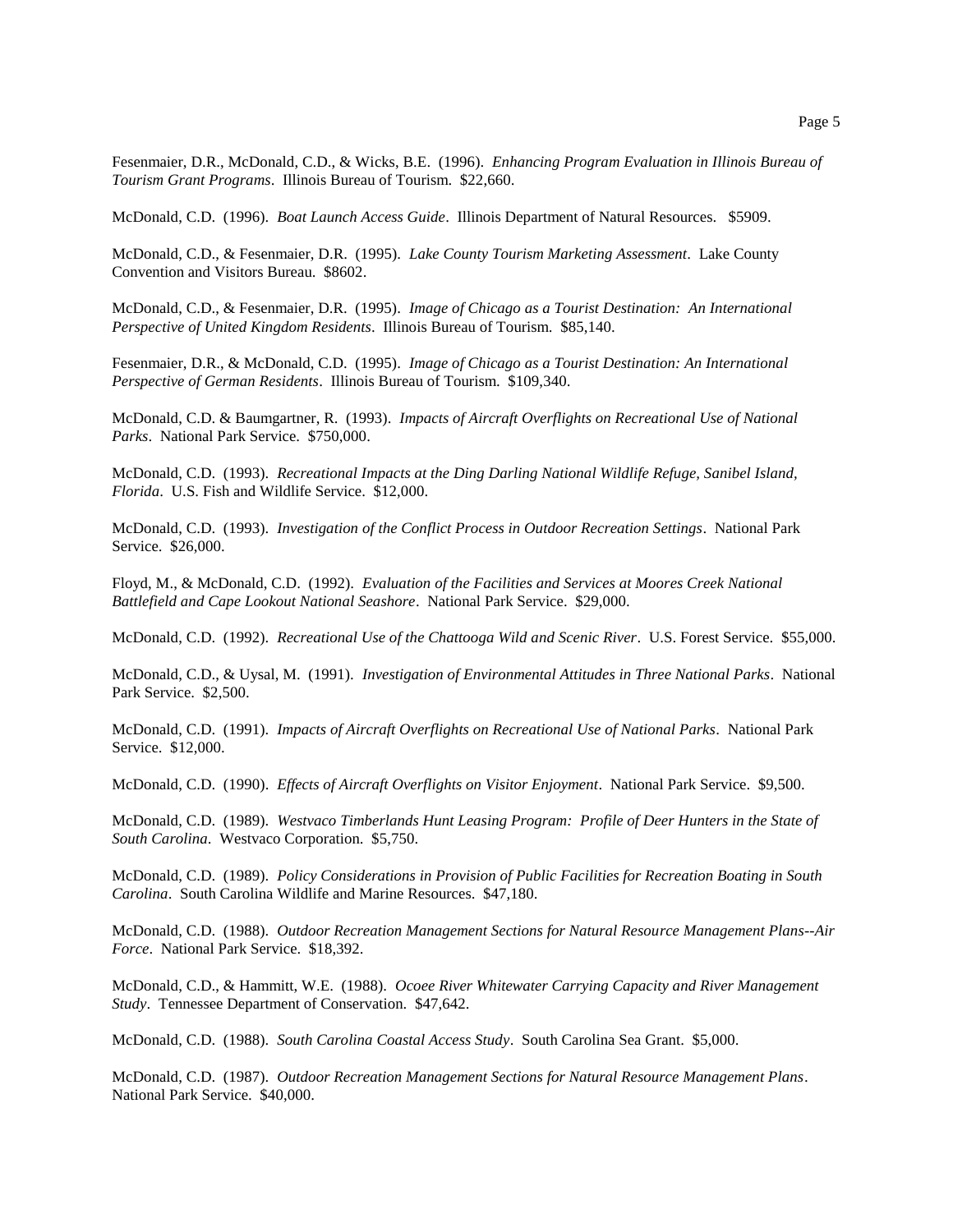Fesenmaier, D.R., McDonald, C.D., & Wicks, B.E. (1996). *Enhancing Program Evaluation in Illinois Bureau of Tourism Grant Programs*. Illinois Bureau of Tourism. $22,660.

McDonald, C.D. (1996). *Boat Launch Access Guide*. Illinois Department of Natural Resources. $5909.

McDonald, C.D., & Fesenmaier, D.R. (1995). *Lake County Tourism Marketing Assessment*. Lake County Convention and Visitors Bureau. $8602.

McDonald, C.D., & Fesenmaier, D.R. (1995). *Image of Chicago as a Tourist Destination: An International Perspective of United Kingdom Residents*. Illinois Bureau of Tourism. $85,140.

Fesenmaier, D.R., & McDonald, C.D. (1995). *Image of Chicago as a Tourist Destination: An International Perspective of German Residents*. Illinois Bureau of Tourism. $109,340.

McDonald, C.D. & Baumgartner, R. (1993). *Impacts of Aircraft Overflights on Recreational Use of National Parks*. National Park Service. $750,000.

McDonald, C.D. (1993). *Recreational Impacts at the Ding Darling National Wildlife Refuge, Sanibel Island, Florida*. U.S. Fish and Wildlife Service. $12,000.

McDonald, C.D. (1993). *Investigation of the Conflict Process in Outdoor Recreation Settings*. National Park Service. $26,000.

Floyd, M., & McDonald, C.D. (1992). *Evaluation of the Facilities and Services at Moores Creek National Battlefield and Cape Lookout National Seashore*. National Park Service. $29,000.

McDonald, C.D. (1992). *Recreational Use of the Chattooga Wild and Scenic River*. U.S. Forest Service. $55,000.

McDonald, C.D., & Uysal, M. (1991). *Investigation of Environmental Attitudes in Three National Parks*. National Park Service. $2,500.

McDonald, C.D. (1991). *Impacts of Aircraft Overflights on Recreational Use of National Parks*. National Park Service. $12,000.

McDonald, C.D. (1990). *Effects of Aircraft Overflights on Visitor Enjoyment*. National Park Service. $9,500.

McDonald, C.D. (1989). *Westvaco Timberlands Hunt Leasing Program: Profile of Deer Hunters in the State of South Carolina*. Westvaco Corporation. $5,750.

McDonald, C.D. (1989). *Policy Considerations in Provision of Public Facilities for Recreation Boating in South Carolina*. South Carolina Wildlife and Marine Resources. $47,180.

McDonald, C.D. (1988). *Outdoor Recreation Management Sections for Natural Resource Management Plans--Air Force*. National Park Service. $18,392.

McDonald, C.D., & Hammitt, W.E. (1988). *Ocoee River Whitewater Carrying Capacity and River Management Study*. Tennessee Department of Conservation. $47,642.

McDonald, C.D. (1988). *South Carolina Coastal Access Study*. South Carolina Sea Grant. $5,000.

McDonald, C.D. (1987). *Outdoor Recreation Management Sections for Natural Resource Management Plans*. National Park Service. $40,000.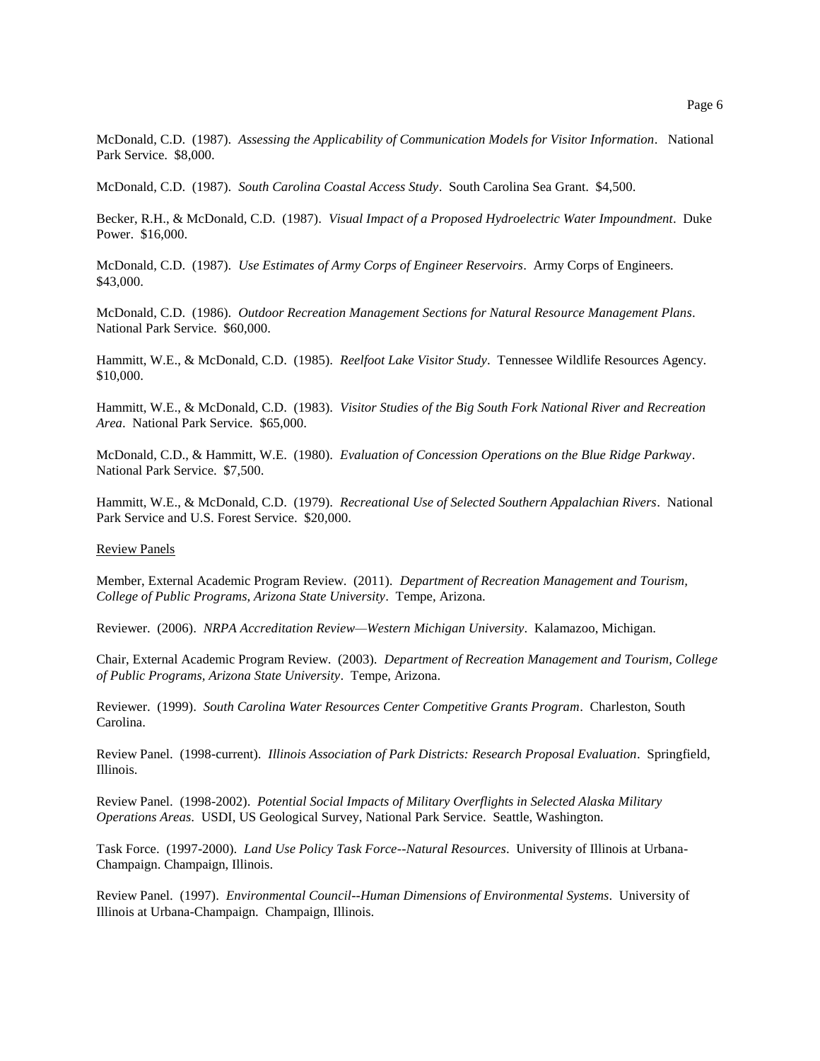McDonald, C.D. (1987). *Assessing the Applicability of Communication Models for Visitor Information*. National Park Service. $8,000.

McDonald, C.D. (1987). *South Carolina Coastal Access Study*. South Carolina Sea Grant. $4,500.

Becker, R.H., & McDonald, C.D. (1987). *Visual Impact of a Proposed Hydroelectric Water Impoundment*. Duke Power. $16,000.

McDonald, C.D. (1987). *Use Estimates of Army Corps of Engineer Reservoirs*. Army Corps of Engineers. $43,000.

McDonald, C.D. (1986). *Outdoor Recreation Management Sections for Natural Resource Management Plans*. National Park Service. $60,000.

Hammitt, W.E., & McDonald, C.D. (1985). *Reelfoot Lake Visitor Study*. Tennessee Wildlife Resources Agency. $10,000.

Hammitt, W.E., & McDonald, C.D. (1983). *Visitor Studies of the Big South Fork National River and Recreation Area*. National Park Service. $65,000.

McDonald, C.D., & Hammitt, W.E. (1980). *Evaluation of Concession Operations on the Blue Ridge Parkway*. National Park Service. $7,500.

Hammitt, W.E., & McDonald, C.D. (1979). *Recreational Use of Selected Southern Appalachian Rivers*. National Park Service and U.S. Forest Service. $20,000.

Review Panels

Member, External Academic Program Review. (2011). *Department of Recreation Management and Tourism, College of Public Programs, Arizona State University*. Tempe, Arizona.

Reviewer. (2006). *NRPA Accreditation Review—Western Michigan University*. Kalamazoo, Michigan.

Chair, External Academic Program Review. (2003). *Department of Recreation Management and Tourism, College of Public Programs, Arizona State University*. Tempe, Arizona.

Reviewer. (1999). *South Carolina Water Resources Center Competitive Grants Program*. Charleston, South Carolina.

Review Panel. (1998-current). *Illinois Association of Park Districts: Research Proposal Evaluation*. Springfield, Illinois.

Review Panel. (1998-2002). *Potential Social Impacts of Military Overflights in Selected Alaska Military Operations Areas.* USDI, US Geological Survey, National Park Service. Seattle, Washington.

Task Force. (1997-2000). *Land Use Policy Task Force--Natural Resources*. University of Illinois at Urbana-Champaign. Champaign, Illinois.

Review Panel. (1997). *Environmental Council--Human Dimensions of Environmental Systems*. University of Illinois at Urbana-Champaign. Champaign, Illinois.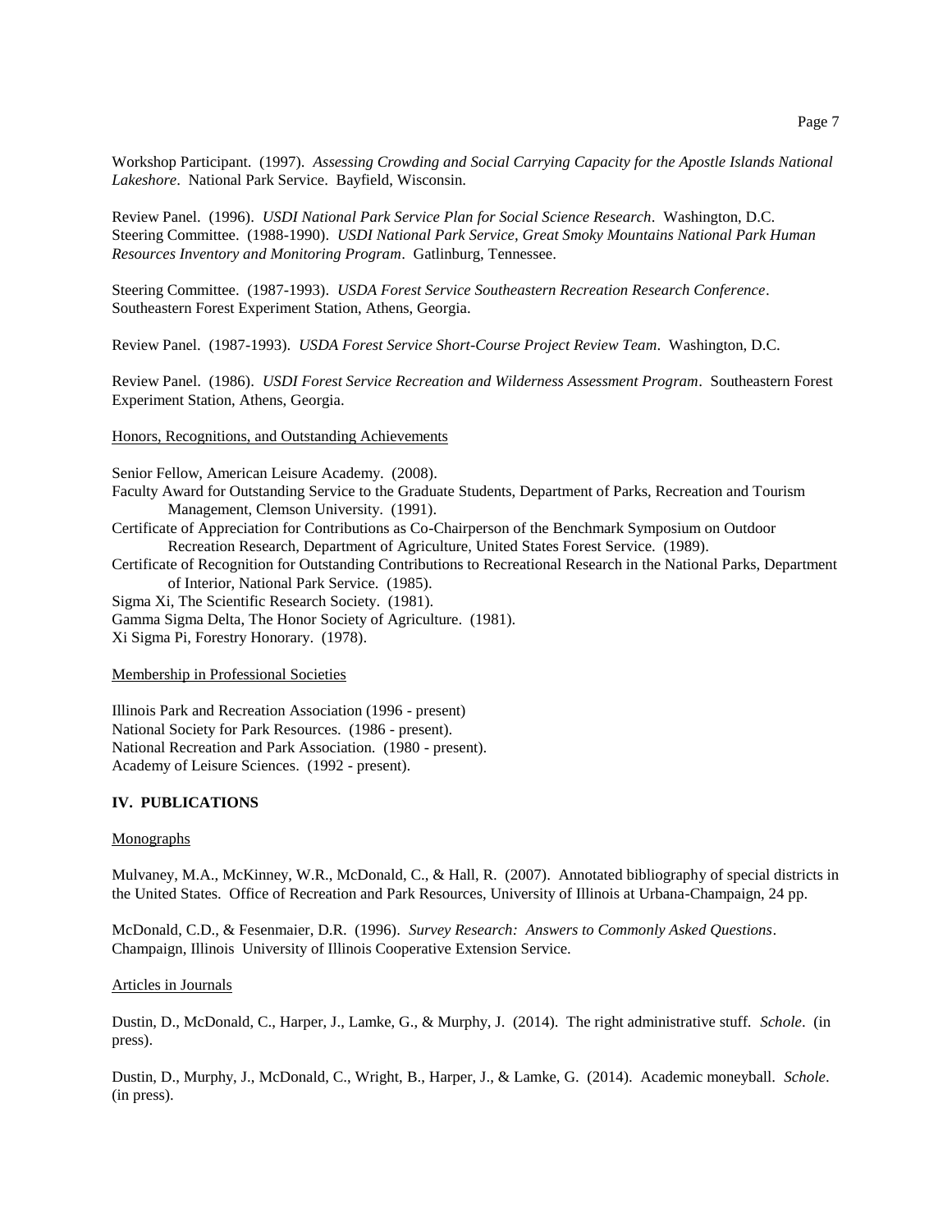Workshop Participant. (1997). *Assessing Crowding and Social Carrying Capacity for the Apostle Islands National Lakeshore*. National Park Service. Bayfield, Wisconsin.

Review Panel. (1996). *USDI National Park Service Plan for Social Science Research*. Washington, D.C.
Steering Committee. (1988-1990). *USDI National Park Service, Great Smoky Mountains National Park Human Resources Inventory and Monitoring Program*. Gatlinburg, Tennessee.

Steering Committee. (1987-1993). *USDA Forest Service Southeastern Recreation Research Conference*. Southeastern Forest Experiment Station, Athens, Georgia.

Review Panel. (1987-1993). *USDA Forest Service Short-Course Project Review Team*. Washington, D.C.

Review Panel. (1986). *USDI Forest Service Recreation and Wilderness Assessment Program*. Southeastern Forest Experiment Station, Athens, Georgia.

Honors, Recognitions, and Outstanding Achievements

Senior Fellow, American Leisure Academy. (2008).
Faculty Award for Outstanding Service to the Graduate Students, Department of Parks, Recreation and Tourism Management, Clemson University. (1991).
Certificate of Appreciation for Contributions as Co-Chairperson of the Benchmark Symposium on Outdoor Recreation Research, Department of Agriculture, United States Forest Service. (1989).
Certificate of Recognition for Outstanding Contributions to Recreational Research in the National Parks, Department of Interior, National Park Service. (1985).
Sigma Xi, The Scientific Research Society. (1981).
Gamma Sigma Delta, The Honor Society of Agriculture. (1981).
Xi Sigma Pi, Forestry Honorary. (1978).

Membership in Professional Societies

Illinois Park and Recreation Association (1996 - present)
National Society for Park Resources. (1986 - present).
National Recreation and Park Association. (1980 - present).
Academy of Leisure Sciences. (1992 - present).

## IV. PUBLICATIONS

Monographs

Mulvaney, M.A., McKinney, W.R., McDonald, C., & Hall, R. (2007). Annotated bibliography of special districts in the United States. Office of Recreation and Park Resources, University of Illinois at Urbana-Champaign, 24 pp.

McDonald, C.D., & Fesenmaier, D.R. (1996). *Survey Research: Answers to Commonly Asked Questions*. Champaign, Illinois University of Illinois Cooperative Extension Service.

Articles in Journals

Dustin, D., McDonald, C., Harper, J., Lamke, G., & Murphy, J. (2014). The right administrative stuff. *Schole*. (in press).

Dustin, D., Murphy, J., McDonald, C., Wright, B., Harper, J., & Lamke, G. (2014). Academic moneyball. *Schole*. (in press).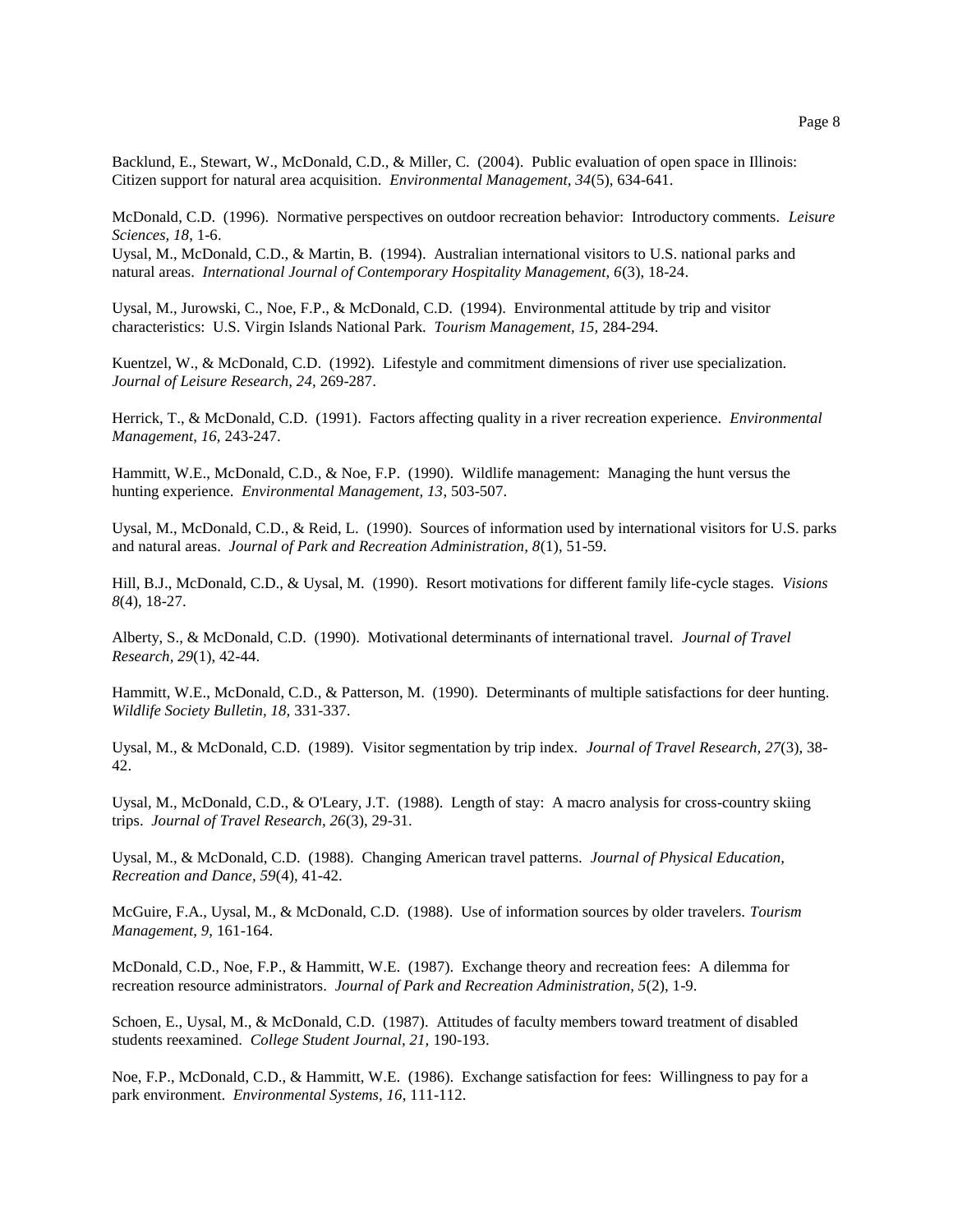Backlund, E., Stewart, W., McDonald, C.D., & Miller, C. (2004). Public evaluation of open space in Illinois: Citizen support for natural area acquisition. *Environmental Management, 34*(5), 634-641.

McDonald, C.D. (1996). Normative perspectives on outdoor recreation behavior: Introductory comments. *Leisure Sciences, 18*, 1-6.
Uysal, M., McDonald, C.D., & Martin, B. (1994). Australian international visitors to U.S. national parks and natural areas. *International Journal of Contemporary Hospitality Management*, *6*(3), 18-24.

Uysal, M., Jurowski, C., Noe, F.P., & McDonald, C.D. (1994). Environmental attitude by trip and visitor characteristics: U.S. Virgin Islands National Park. *Tourism Management, 15,* 284-294.

Kuentzel, W., & McDonald, C.D. (1992). Lifestyle and commitment dimensions of river use specialization. *Journal of Leisure Research*, *24,* 269-287.

Herrick, T., & McDonald, C.D. (1991). Factors affecting quality in a river recreation experience. *Environmental Management, 16,* 243-247.

Hammitt, W.E., McDonald, C.D., & Noe, F.P. (1990). Wildlife management: Managing the hunt versus the hunting experience. *Environmental Management, 13*, 503-507.

Uysal, M., McDonald, C.D., & Reid, L. (1990). Sources of information used by international visitors for U.S. parks and natural areas. *Journal of Park and Recreation Administration, 8*(1), 51-59.

Hill, B.J., McDonald, C.D., & Uysal, M. (1990). Resort motivations for different family life-cycle stages. *Visions 8*(4), 18-27.

Alberty, S., & McDonald, C.D. (1990). Motivational determinants of international travel. *Journal of Travel Research, 29*(1), 42-44.

Hammitt, W.E., McDonald, C.D., & Patterson, M. (1990). Determinants of multiple satisfactions for deer hunting. *Wildlife Society Bulletin, 18,* 331-337.

Uysal, M., & McDonald, C.D. (1989). Visitor segmentation by trip index. *Journal of Travel Research, 27*(3), 38-42.

Uysal, M., McDonald, C.D., & O'Leary, J.T. (1988). Length of stay: A macro analysis for cross-country skiing trips. *Journal of Travel Research, 26*(3), 29-31.

Uysal, M., & McDonald, C.D. (1988). Changing American travel patterns. *Journal of Physical Education, Recreation and Dance, 59*(4), 41-42.

McGuire, F.A., Uysal, M., & McDonald, C.D. (1988). Use of information sources by older travelers. *Tourism Management, 9*, 161-164.

McDonald, C.D., Noe, F.P., & Hammitt, W.E. (1987). Exchange theory and recreation fees: A dilemma for recreation resource administrators. *Journal of Park and Recreation Administration, 5*(2), 1-9.

Schoen, E., Uysal, M., & McDonald, C.D. (1987). Attitudes of faculty members toward treatment of disabled students reexamined. *College Student Journal, 21,* 190-193.

Noe, F.P., McDonald, C.D., & Hammitt, W.E. (1986). Exchange satisfaction for fees: Willingness to pay for a park environment. *Environmental Systems, 16*, 111-112.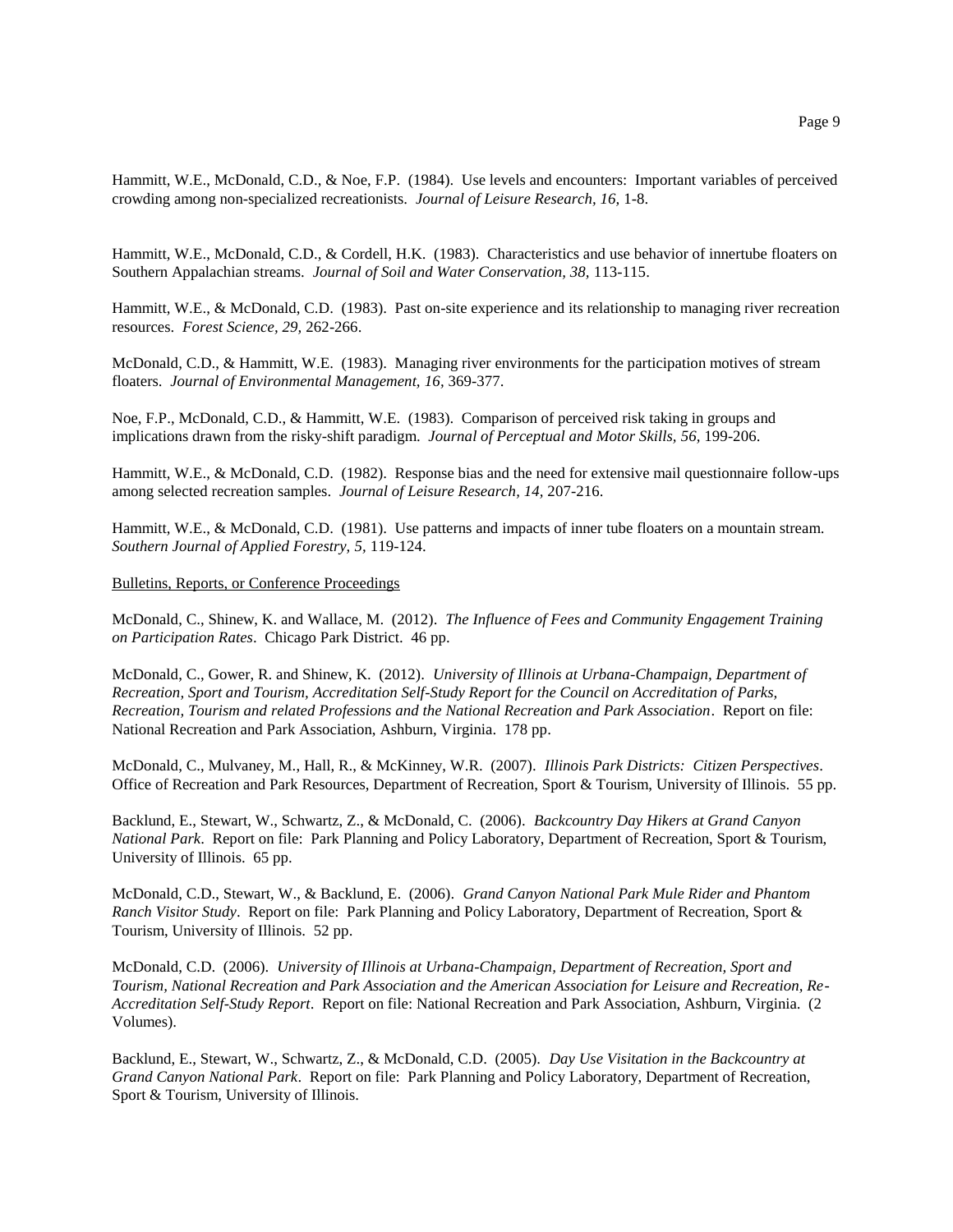Hammitt, W.E., McDonald, C.D., & Noe, F.P. (1984). Use levels and encounters: Important variables of perceived crowding among non-specialized recreationists. *Journal of Leisure Research, 16,* 1-8.

Hammitt, W.E., McDonald, C.D., & Cordell, H.K. (1983). Characteristics and use behavior of innertube floaters on Southern Appalachian streams. *Journal of Soil and Water Conservation, 38,* 113-115.

Hammitt, W.E., & McDonald, C.D. (1983). Past on-site experience and its relationship to managing river recreation resources. *Forest Science, 29,* 262-266.

McDonald, C.D., & Hammitt, W.E. (1983). Managing river environments for the participation motives of stream floaters. *Journal of Environmental Management, 16,* 369-377.

Noe, F.P., McDonald, C.D., & Hammitt, W.E. (1983). Comparison of perceived risk taking in groups and implications drawn from the risky-shift paradigm. *Journal of Perceptual and Motor Skills, 56,* 199-206.

Hammitt, W.E., & McDonald, C.D. (1982). Response bias and the need for extensive mail questionnaire follow-ups among selected recreation samples. *Journal of Leisure Research, 14,* 207-216.

Hammitt, W.E., & McDonald, C.D. (1981). Use patterns and impacts of inner tube floaters on a mountain stream. *Southern Journal of Applied Forestry, 5,* 119-124.

Bulletins, Reports, or Conference Proceedings

McDonald, C., Shinew, K. and Wallace, M. (2012). *The Influence of Fees and Community Engagement Training on Participation Rates*. Chicago Park District. 46 pp.

McDonald, C., Gower, R. and Shinew, K. (2012). *University of Illinois at Urbana-Champaign, Department of Recreation, Sport and Tourism, Accreditation Self-Study Report for the Council on Accreditation of Parks, Recreation, Tourism and related Professions and the National Recreation and Park Association*. Report on file: National Recreation and Park Association, Ashburn, Virginia. 178 pp.

McDonald, C., Mulvaney, M., Hall, R., & McKinney, W.R. (2007). *Illinois Park Districts: Citizen Perspectives*. Office of Recreation and Park Resources, Department of Recreation, Sport & Tourism, University of Illinois. 55 pp.

Backlund, E., Stewart, W., Schwartz, Z., & McDonald, C. (2006). *Backcountry Day Hikers at Grand Canyon National Park*. Report on file: Park Planning and Policy Laboratory, Department of Recreation, Sport & Tourism, University of Illinois. 65 pp.

McDonald, C.D., Stewart, W., & Backlund, E. (2006). *Grand Canyon National Park Mule Rider and Phantom Ranch Visitor Study*. Report on file: Park Planning and Policy Laboratory, Department of Recreation, Sport & Tourism, University of Illinois. 52 pp.

McDonald, C.D. (2006). *University of Illinois at Urbana-Champaign, Department of Recreation, Sport and Tourism, National Recreation and Park Association and the American Association for Leisure and Recreation, Re-Accreditation Self-Study Report*. Report on file: National Recreation and Park Association, Ashburn, Virginia. (2 Volumes).

Backlund, E., Stewart, W., Schwartz, Z., & McDonald, C.D. (2005). *Day Use Visitation in the Backcountry at Grand Canyon National Park*. Report on file: Park Planning and Policy Laboratory, Department of Recreation, Sport & Tourism, University of Illinois.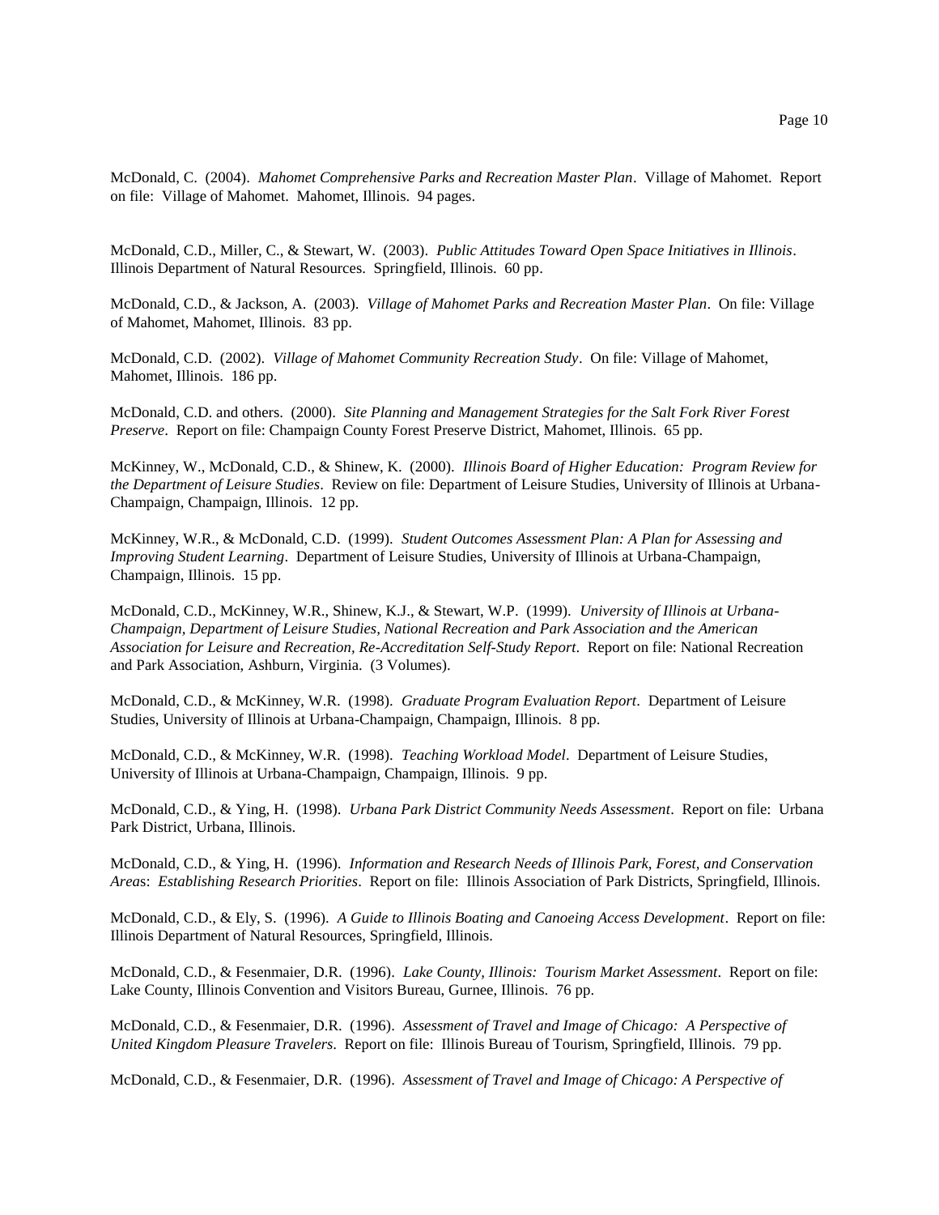McDonald, C. (2004). *Mahomet Comprehensive Parks and Recreation Master Plan*. Village of Mahomet. Report on file: Village of Mahomet. Mahomet, Illinois. 94 pages.

McDonald, C.D., Miller, C., & Stewart, W. (2003). *Public Attitudes Toward Open Space Initiatives in Illinois*. Illinois Department of Natural Resources. Springfield, Illinois. 60 pp.

McDonald, C.D., & Jackson, A. (2003). *Village of Mahomet Parks and Recreation Master Plan*. On file: Village of Mahomet, Mahomet, Illinois. 83 pp.

McDonald, C.D. (2002). *Village of Mahomet Community Recreation Study*. On file: Village of Mahomet, Mahomet, Illinois. 186 pp.

McDonald, C.D. and others. (2000). *Site Planning and Management Strategies for the Salt Fork River Forest Preserve*. Report on file: Champaign County Forest Preserve District, Mahomet, Illinois. 65 pp.

McKinney, W., McDonald, C.D., & Shinew, K. (2000). *Illinois Board of Higher Education: Program Review for the Department of Leisure Studies*. Review on file: Department of Leisure Studies, University of Illinois at Urbana-Champaign, Champaign, Illinois. 12 pp.

McKinney, W.R., & McDonald, C.D. (1999). *Student Outcomes Assessment Plan: A Plan for Assessing and Improving Student Learning*. Department of Leisure Studies, University of Illinois at Urbana-Champaign, Champaign, Illinois. 15 pp.

McDonald, C.D., McKinney, W.R., Shinew, K.J., & Stewart, W.P. (1999). *University of Illinois at Urbana-Champaign, Department of Leisure Studies, National Recreation and Park Association and the American Association for Leisure and Recreation, Re-Accreditation Self-Study Report*. Report on file: National Recreation and Park Association, Ashburn, Virginia. (3 Volumes).

McDonald, C.D., & McKinney, W.R. (1998). *Graduate Program Evaluation Report*. Department of Leisure Studies, University of Illinois at Urbana-Champaign, Champaign, Illinois. 8 pp.

McDonald, C.D., & McKinney, W.R. (1998). *Teaching Workload Model*. Department of Leisure Studies, University of Illinois at Urbana-Champaign, Champaign, Illinois. 9 pp.

McDonald, C.D., & Ying, H. (1998). *Urbana Park District Community Needs Assessment*. Report on file: Urbana Park District, Urbana, Illinois.

McDonald, C.D., & Ying, H. (1996). *Information and Research Needs of Illinois Park, Forest, and Conservation Areas*: *Establishing Research Priorities*. Report on file: Illinois Association of Park Districts, Springfield, Illinois.

McDonald, C.D., & Ely, S. (1996). *A Guide to Illinois Boating and Canoeing Access Development*. Report on file: Illinois Department of Natural Resources, Springfield, Illinois.

McDonald, C.D., & Fesenmaier, D.R. (1996). *Lake County, Illinois: Tourism Market Assessment*. Report on file: Lake County, Illinois Convention and Visitors Bureau, Gurnee, Illinois. 76 pp.

McDonald, C.D., & Fesenmaier, D.R. (1996). *Assessment of Travel and Image of Chicago: A Perspective of United Kingdom Pleasure Travelers*. Report on file: Illinois Bureau of Tourism, Springfield, Illinois. 79 pp.

McDonald, C.D., & Fesenmaier, D.R. (1996). *Assessment of Travel and Image of Chicago: A Perspective of*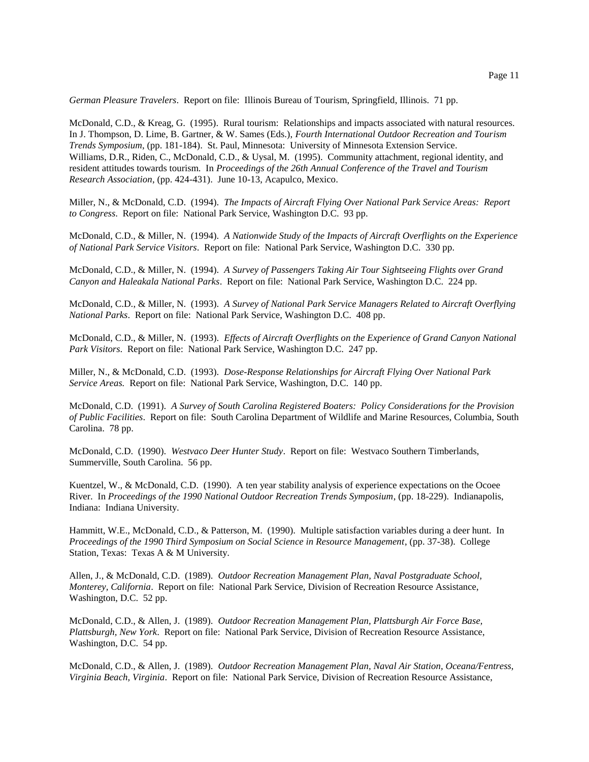*German Pleasure Travelers*. Report on file: Illinois Bureau of Tourism, Springfield, Illinois. 71 pp.

McDonald, C.D., & Kreag, G. (1995). Rural tourism: Relationships and impacts associated with natural resources. In J. Thompson, D. Lime, B. Gartner, & W. Sames (Eds.), *Fourth International Outdoor Recreation and Tourism Trends Symposium*, (pp. 181-184). St. Paul, Minnesota: University of Minnesota Extension Service.
Williams, D.R., Riden, C., McDonald, C.D., & Uysal, M. (1995). Community attachment, regional identity, and resident attitudes towards tourism. In *Proceedings of the 26th Annual Conference of the Travel and Tourism Research Association*, (pp. 424-431). June 10-13, Acapulco, Mexico.

Miller, N., & McDonald, C.D. (1994). *The Impacts of Aircraft Flying Over National Park Service Areas: Report to Congress*. Report on file: National Park Service, Washington D.C. 93 pp.

McDonald, C.D., & Miller, N. (1994). *A Nationwide Study of the Impacts of Aircraft Overflights on the Experience of National Park Service Visitors*. Report on file: National Park Service, Washington D.C. 330 pp.

McDonald, C.D., & Miller, N. (1994). *A Survey of Passengers Taking Air Tour Sightseeing Flights over Grand Canyon and Haleakala National Parks*. Report on file: National Park Service, Washington D.C. 224 pp.

McDonald, C.D., & Miller, N. (1993). *A Survey of National Park Service Managers Related to Aircraft Overflying National Parks*. Report on file: National Park Service, Washington D.C. 408 pp.

McDonald, C.D., & Miller, N. (1993). *Effects of Aircraft Overflights on the Experience of Grand Canyon National Park Visitors*. Report on file: National Park Service, Washington D.C. 247 pp.

Miller, N., & McDonald, C.D. (1993). *Dose-Response Relationships for Aircraft Flying Over National Park Service Areas.* Report on file: National Park Service, Washington, D.C. 140 pp.

McDonald, C.D. (1991). *A Survey of South Carolina Registered Boaters: Policy Considerations for the Provision of Public Facilities*. Report on file: South Carolina Department of Wildlife and Marine Resources, Columbia, South Carolina. 78 pp.

McDonald, C.D. (1990). *Westvaco Deer Hunter Study*. Report on file: Westvaco Southern Timberlands, Summerville, South Carolina. 56 pp.

Kuentzel, W., & McDonald, C.D. (1990). A ten year stability analysis of experience expectations on the Ocoee River. In *Proceedings of the 1990 National Outdoor Recreation Trends Symposium*, (pp. 18-229). Indianapolis, Indiana: Indiana University.

Hammitt, W.E., McDonald, C.D., & Patterson, M. (1990). Multiple satisfaction variables during a deer hunt. In *Proceedings of the 1990 Third Symposium on Social Science in Resource Management*, (pp. 37-38). College Station, Texas: Texas A & M University.

Allen, J., & McDonald, C.D. (1989). *Outdoor Recreation Management Plan, Naval Postgraduate School, Monterey, California*. Report on file: National Park Service, Division of Recreation Resource Assistance, Washington, D.C. 52 pp.

McDonald, C.D., & Allen, J. (1989). *Outdoor Recreation Management Plan, Plattsburgh Air Force Base, Plattsburgh, New York*. Report on file: National Park Service, Division of Recreation Resource Assistance, Washington, D.C. 54 pp.

McDonald, C.D., & Allen, J. (1989). *Outdoor Recreation Management Plan, Naval Air Station, Oceana/Fentress, Virginia Beach, Virginia*. Report on file: National Park Service, Division of Recreation Resource Assistance,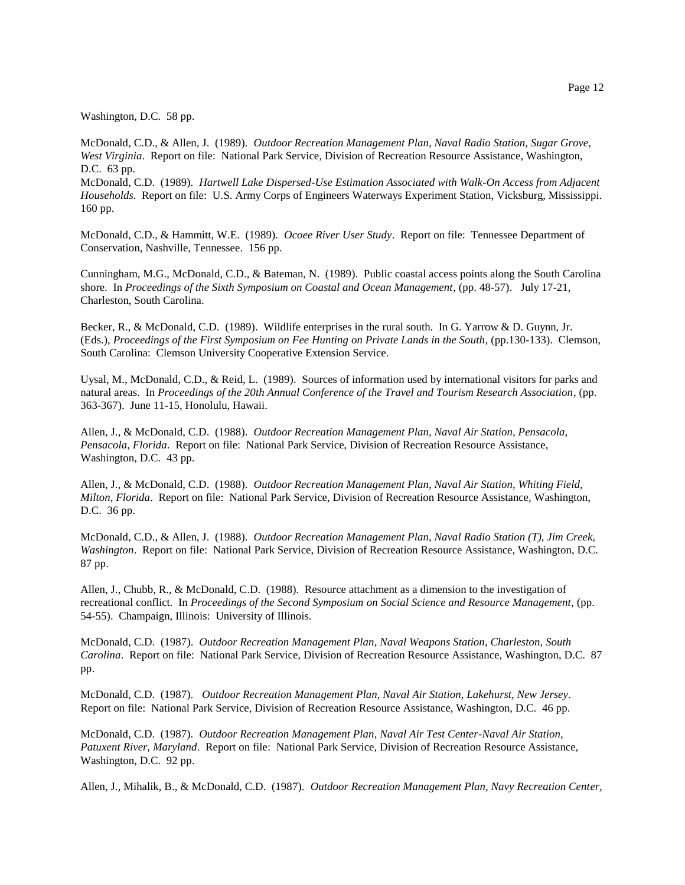Washington, D.C. 58 pp.

McDonald, C.D., & Allen, J. (1989). *Outdoor Recreation Management Plan, Naval Radio Station, Sugar Grove, West Virginia*. Report on file: National Park Service, Division of Recreation Resource Assistance, Washington, D.C. 63 pp.

McDonald, C.D. (1989). *Hartwell Lake Dispersed-Use Estimation Associated with Walk-On Access from Adjacent Households*. Report on file: U.S. Army Corps of Engineers Waterways Experiment Station, Vicksburg, Mississippi. 160 pp.

McDonald, C.D., & Hammitt, W.E. (1989). *Ocoee River User Study*. Report on file: Tennessee Department of Conservation, Nashville, Tennessee. 156 pp.

Cunningham, M.G., McDonald, C.D., & Bateman, N. (1989). Public coastal access points along the South Carolina shore. In *Proceedings of the Sixth Symposium on Coastal and Ocean Management*, (pp. 48-57). July 17-21, Charleston, South Carolina.

Becker, R., & McDonald, C.D. (1989). Wildlife enterprises in the rural south. In G. Yarrow & D. Guynn, Jr. (Eds.), *Proceedings of the First Symposium on Fee Hunting on Private Lands in the South*, (pp.130-133). Clemson, South Carolina: Clemson University Cooperative Extension Service.

Uysal, M., McDonald, C.D., & Reid, L. (1989). Sources of information used by international visitors for parks and natural areas. In *Proceedings of the 20th Annual Conference of the Travel and Tourism Research Association*, (pp. 363-367). June 11-15, Honolulu, Hawaii.

Allen, J., & McDonald, C.D. (1988). *Outdoor Recreation Management Plan, Naval Air Station, Pensacola, Pensacola, Florida*. Report on file: National Park Service, Division of Recreation Resource Assistance, Washington, D.C. 43 pp.

Allen, J., & McDonald, C.D. (1988). *Outdoor Recreation Management Plan, Naval Air Station, Whiting Field, Milton, Florida*. Report on file: National Park Service, Division of Recreation Resource Assistance, Washington, D.C. 36 pp.

McDonald, C.D., & Allen, J. (1988). *Outdoor Recreation Management Plan, Naval Radio Station (T), Jim Creek, Washington*. Report on file: National Park Service, Division of Recreation Resource Assistance, Washington, D.C. 87 pp.

Allen, J., Chubb, R., & McDonald, C.D. (1988). Resource attachment as a dimension to the investigation of recreational conflict. In *Proceedings of the Second Symposium on Social Science and Resource Management*, (pp. 54-55). Champaign, Illinois: University of Illinois.

McDonald, C.D. (1987). *Outdoor Recreation Management Plan, Naval Weapons Station, Charleston, South Carolina*. Report on file: National Park Service, Division of Recreation Resource Assistance, Washington, D.C. 87 pp.

McDonald, C.D. (1987). *Outdoor Recreation Management Plan, Naval Air Station, Lakehurst, New Jersey*. Report on file: National Park Service, Division of Recreation Resource Assistance, Washington, D.C. 46 pp.

McDonald, C.D. (1987). *Outdoor Recreation Management Plan, Naval Air Test Center-Naval Air Station, Patuxent River, Maryland*. Report on file: National Park Service, Division of Recreation Resource Assistance, Washington, D.C. 92 pp.

Allen, J., Mihalik, B., & McDonald, C.D. (1987). *Outdoor Recreation Management Plan, Navy Recreation Center,*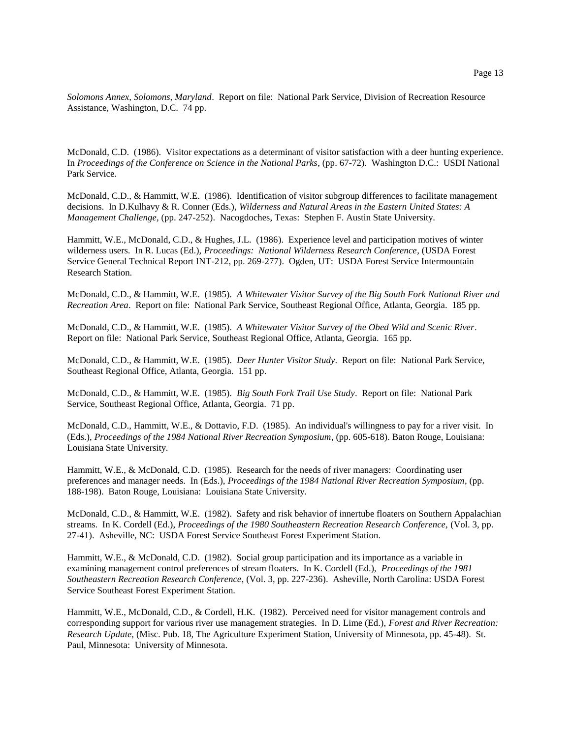*Solomons Annex, Solomons, Maryland*. Report on file: National Park Service, Division of Recreation Resource Assistance, Washington, D.C. 74 pp.

McDonald, C.D. (1986). Visitor expectations as a determinant of visitor satisfaction with a deer hunting experience. In *Proceedings of the Conference on Science in the National Parks*, (pp. 67-72). Washington D.C.: USDI National Park Service.

McDonald, C.D., & Hammitt, W.E. (1986). Identification of visitor subgroup differences to facilitate management decisions. In D.Kulhavy & R. Conner (Eds.), *Wilderness and Natural Areas in the Eastern United States: A Management Challenge*, (pp. 247-252). Nacogdoches, Texas: Stephen F. Austin State University.

Hammitt, W.E., McDonald, C.D., & Hughes, J.L. (1986). Experience level and participation motives of winter wilderness users. In R. Lucas (Ed.), *Proceedings: National Wilderness Research Conference*, (USDA Forest Service General Technical Report INT-212, pp. 269-277). Ogden, UT: USDA Forest Service Intermountain Research Station.

McDonald, C.D., & Hammitt, W.E. (1985). *A Whitewater Visitor Survey of the Big South Fork National River and Recreation Area*. Report on file: National Park Service, Southeast Regional Office, Atlanta, Georgia. 185 pp.

McDonald, C.D., & Hammitt, W.E. (1985). *A Whitewater Visitor Survey of the Obed Wild and Scenic River*. Report on file: National Park Service, Southeast Regional Office, Atlanta, Georgia. 165 pp.

McDonald, C.D., & Hammitt, W.E. (1985). *Deer Hunter Visitor Study*. Report on file: National Park Service, Southeast Regional Office, Atlanta, Georgia. 151 pp.

McDonald, C.D., & Hammitt, W.E. (1985). *Big South Fork Trail Use Study*. Report on file: National Park Service, Southeast Regional Office, Atlanta, Georgia. 71 pp.

McDonald, C.D., Hammitt, W.E., & Dottavio, F.D. (1985). An individual's willingness to pay for a river visit. In (Eds.), *Proceedings of the 1984 National River Recreation Symposium*, (pp. 605-618). Baton Rouge, Louisiana: Louisiana State University.

Hammitt, W.E., & McDonald, C.D. (1985). Research for the needs of river managers: Coordinating user preferences and manager needs. In (Eds.), *Proceedings of the 1984 National River Recreation Symposium*, (pp. 188-198). Baton Rouge, Louisiana: Louisiana State University.

McDonald, C.D., & Hammitt, W.E. (1982). Safety and risk behavior of innertube floaters on Southern Appalachian streams. In K. Cordell (Ed.), *Proceedings of the 1980 Southeastern Recreation Research Conference*, (Vol. 3, pp. 27-41). Asheville, NC: USDA Forest Service Southeast Forest Experiment Station.

Hammitt, W.E., & McDonald, C.D. (1982). Social group participation and its importance as a variable in examining management control preferences of stream floaters. In K. Cordell (Ed.), *Proceedings of the 1981 Southeastern Recreation Research Conference*, (Vol. 3, pp. 227-236). Asheville, North Carolina: USDA Forest Service Southeast Forest Experiment Station.

Hammitt, W.E., McDonald, C.D., & Cordell, H.K. (1982). Perceived need for visitor management controls and corresponding support for various river use management strategies. In D. Lime (Ed.), *Forest and River Recreation: Research Update,* (Misc. Pub. 18, The Agriculture Experiment Station, University of Minnesota, pp. 45-48). St. Paul, Minnesota: University of Minnesota.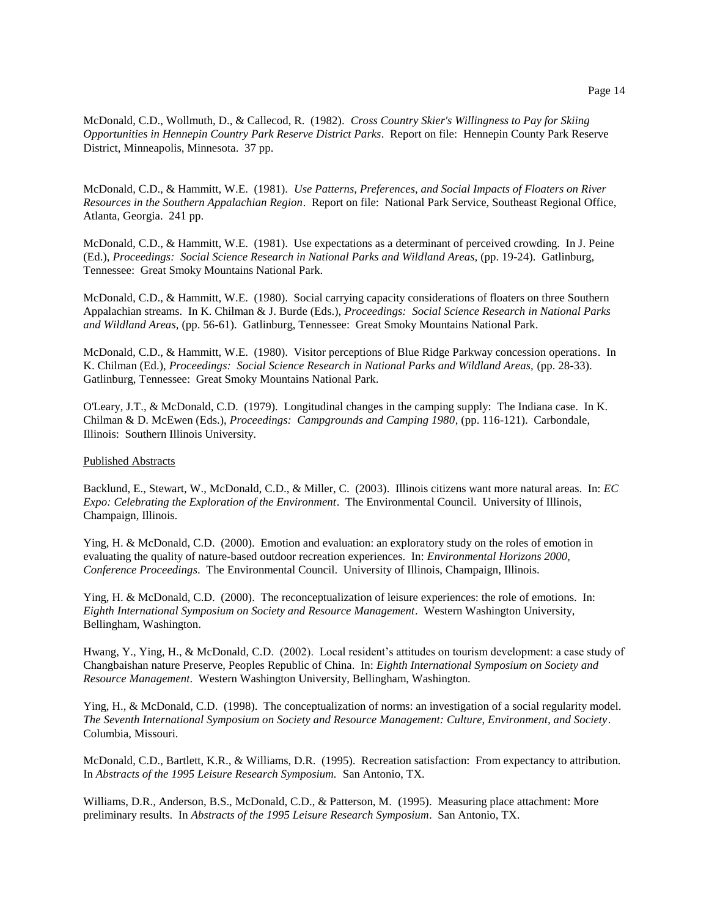McDonald, C.D., Wollmuth, D., & Callecod, R. (1982). *Cross Country Skier's Willingness to Pay for Skiing Opportunities in Hennepin Country Park Reserve District Parks*. Report on file: Hennepin County Park Reserve District, Minneapolis, Minnesota. 37 pp.

McDonald, C.D., & Hammitt, W.E. (1981). *Use Patterns, Preferences, and Social Impacts of Floaters on River Resources in the Southern Appalachian Region*. Report on file: National Park Service, Southeast Regional Office, Atlanta, Georgia. 241 pp.

McDonald, C.D., & Hammitt, W.E. (1981). Use expectations as a determinant of perceived crowding. In J. Peine (Ed.), *Proceedings: Social Science Research in National Parks and Wildland Areas,* (pp. 19-24). Gatlinburg, Tennessee: Great Smoky Mountains National Park.

McDonald, C.D., & Hammitt, W.E. (1980). Social carrying capacity considerations of floaters on three Southern Appalachian streams. In K. Chilman & J. Burde (Eds.), *Proceedings: Social Science Research in National Parks and Wildland Areas,* (pp. 56-61). Gatlinburg, Tennessee: Great Smoky Mountains National Park.

McDonald, C.D., & Hammitt, W.E. (1980). Visitor perceptions of Blue Ridge Parkway concession operations. In K. Chilman (Ed.), *Proceedings: Social Science Research in National Parks and Wildland Areas,* (pp. 28-33). Gatlinburg, Tennessee: Great Smoky Mountains National Park.

O'Leary, J.T., & McDonald, C.D. (1979). Longitudinal changes in the camping supply: The Indiana case. In K. Chilman & D. McEwen (Eds.), *Proceedings: Campgrounds and Camping 1980,* (pp. 116-121). Carbondale, Illinois: Southern Illinois University.

Published Abstracts

Backlund, E., Stewart, W., McDonald, C.D., & Miller, C. (2003). Illinois citizens want more natural areas. In: *EC Expo: Celebrating the Exploration of the Environment*. The Environmental Council. University of Illinois, Champaign, Illinois.

Ying, H. & McDonald, C.D. (2000). Emotion and evaluation: an exploratory study on the roles of emotion in evaluating the quality of nature-based outdoor recreation experiences. In: *Environmental Horizons 2000, Conference Proceedings*. The Environmental Council. University of Illinois, Champaign, Illinois.

Ying, H. & McDonald, C.D. (2000). The reconceptualization of leisure experiences: the role of emotions. In: *Eighth International Symposium on Society and Resource Management*. Western Washington University, Bellingham, Washington.

Hwang, Y., Ying, H., & McDonald, C.D. (2002). Local resident's attitudes on tourism development: a case study of Changbaishan nature Preserve, Peoples Republic of China. In: *Eighth International Symposium on Society and Resource Management*. Western Washington University, Bellingham, Washington.

Ying, H., & McDonald, C.D. (1998). The conceptualization of norms: an investigation of a social regularity model. *The Seventh International Symposium on Society and Resource Management: Culture, Environment, and Society*. Columbia, Missouri.

McDonald, C.D., Bartlett, K.R., & Williams, D.R. (1995). Recreation satisfaction: From expectancy to attribution. In *Abstracts of the 1995 Leisure Research Symposium.* San Antonio, TX.

Williams, D.R., Anderson, B.S., McDonald, C.D., & Patterson, M. (1995). Measuring place attachment: More preliminary results. In *Abstracts of the 1995 Leisure Research Symposium*. San Antonio, TX.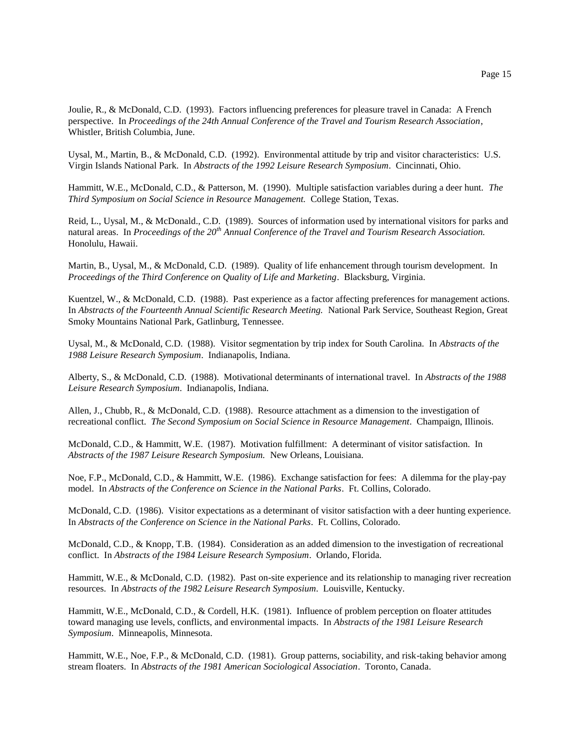Joulie, R., & McDonald, C.D. (1993). Factors influencing preferences for pleasure travel in Canada: A French perspective. In *Proceedings of the 24th Annual Conference of the Travel and Tourism Research Association*, Whistler, British Columbia, June.

Uysal, M., Martin, B., & McDonald, C.D. (1992). Environmental attitude by trip and visitor characteristics: U.S. Virgin Islands National Park. In *Abstracts of the 1992 Leisure Research Symposium*. Cincinnati, Ohio.

Hammitt, W.E., McDonald, C.D., & Patterson, M. (1990). Multiple satisfaction variables during a deer hunt. *The Third Symposium on Social Science in Resource Management.* College Station, Texas.

Reid, L., Uysal, M., & McDonald., C.D. (1989). Sources of information used by international visitors for parks and natural areas. In *Proceedings of the 20th Annual Conference of the Travel and Tourism Research Association.* Honolulu, Hawaii.

Martin, B., Uysal, M., & McDonald, C.D. (1989). Quality of life enhancement through tourism development. In *Proceedings of the Third Conference on Quality of Life and Marketing*. Blacksburg, Virginia.

Kuentzel, W., & McDonald, C.D. (1988). Past experience as a factor affecting preferences for management actions. In *Abstracts of the Fourteenth Annual Scientific Research Meeting.* National Park Service, Southeast Region, Great Smoky Mountains National Park, Gatlinburg, Tennessee.

Uysal, M., & McDonald, C.D. (1988). Visitor segmentation by trip index for South Carolina. In *Abstracts of the 1988 Leisure Research Symposium*. Indianapolis, Indiana.

Alberty, S., & McDonald, C.D. (1988). Motivational determinants of international travel. In *Abstracts of the 1988 Leisure Research Symposium*. Indianapolis, Indiana.

Allen, J., Chubb, R., & McDonald, C.D. (1988). Resource attachment as a dimension to the investigation of recreational conflict. *The Second Symposium on Social Science in Resource Management*. Champaign, Illinois.

McDonald, C.D., & Hammitt, W.E. (1987). Motivation fulfillment: A determinant of visitor satisfaction. In *Abstracts of the 1987 Leisure Research Symposium.* New Orleans, Louisiana.

Noe, F.P., McDonald, C.D., & Hammitt, W.E. (1986). Exchange satisfaction for fees: A dilemma for the play-pay model. In *Abstracts of the Conference on Science in the National Parks*. Ft. Collins, Colorado.

McDonald, C.D. (1986). Visitor expectations as a determinant of visitor satisfaction with a deer hunting experience. In *Abstracts of the Conference on Science in the National Parks*. Ft. Collins, Colorado.

McDonald, C.D., & Knopp, T.B. (1984). Consideration as an added dimension to the investigation of recreational conflict. In *Abstracts of the 1984 Leisure Research Symposium*. Orlando, Florida.

Hammitt, W.E., & McDonald, C.D. (1982). Past on-site experience and its relationship to managing river recreation resources. In *Abstracts of the 1982 Leisure Research Symposium*. Louisville, Kentucky.

Hammitt, W.E., McDonald, C.D., & Cordell, H.K. (1981). Influence of problem perception on floater attitudes toward managing use levels, conflicts, and environmental impacts. In *Abstracts of the 1981 Leisure Research Symposium*. Minneapolis, Minnesota.

Hammitt, W.E., Noe, F.P., & McDonald, C.D. (1981). Group patterns, sociability, and risk-taking behavior among stream floaters. In *Abstracts of the 1981 American Sociological Association*. Toronto, Canada.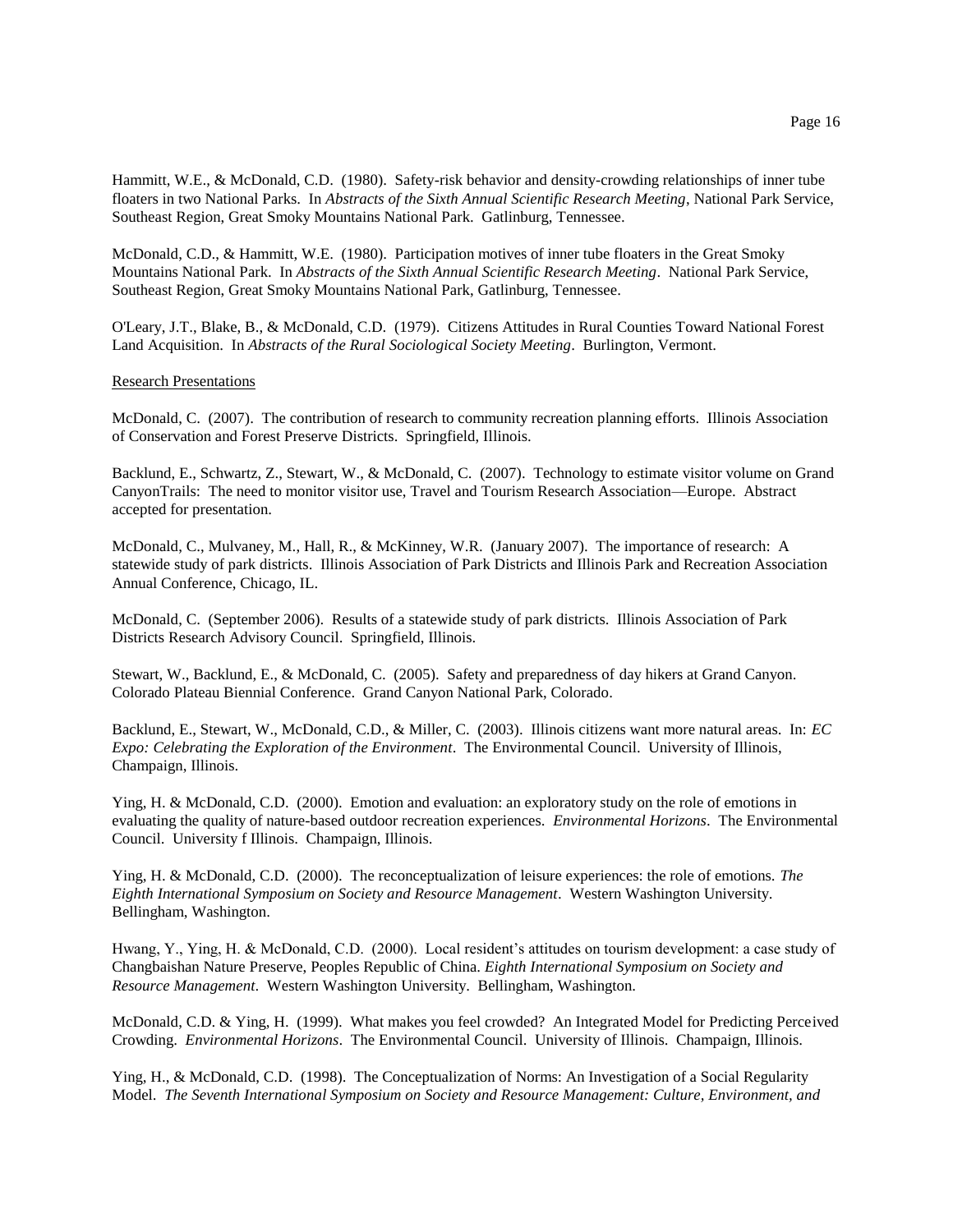Hammitt, W.E., & McDonald, C.D. (1980). Safety-risk behavior and density-crowding relationships of inner tube floaters in two National Parks. In *Abstracts of the Sixth Annual Scientific Research Meeting*, National Park Service, Southeast Region, Great Smoky Mountains National Park. Gatlinburg, Tennessee.

McDonald, C.D., & Hammitt, W.E. (1980). Participation motives of inner tube floaters in the Great Smoky Mountains National Park. In *Abstracts of the Sixth Annual Scientific Research Meeting*. National Park Service, Southeast Region, Great Smoky Mountains National Park, Gatlinburg, Tennessee.

O'Leary, J.T., Blake, B., & McDonald, C.D. (1979). Citizens Attitudes in Rural Counties Toward National Forest Land Acquisition. In *Abstracts of the Rural Sociological Society Meeting*. Burlington, Vermont.

Research Presentations

McDonald, C. (2007). The contribution of research to community recreation planning efforts. Illinois Association of Conservation and Forest Preserve Districts. Springfield, Illinois.

Backlund, E., Schwartz, Z., Stewart, W., & McDonald, C. (2007). Technology to estimate visitor volume on Grand CanyonTrails: The need to monitor visitor use, Travel and Tourism Research Association—Europe. Abstract accepted for presentation.

McDonald, C., Mulvaney, M., Hall, R., & McKinney, W.R. (January 2007). The importance of research: A statewide study of park districts. Illinois Association of Park Districts and Illinois Park and Recreation Association Annual Conference, Chicago, IL.

McDonald, C. (September 2006). Results of a statewide study of park districts. Illinois Association of Park Districts Research Advisory Council. Springfield, Illinois.

Stewart, W., Backlund, E., & McDonald, C. (2005). Safety and preparedness of day hikers at Grand Canyon. Colorado Plateau Biennial Conference. Grand Canyon National Park, Colorado.

Backlund, E., Stewart, W., McDonald, C.D., & Miller, C. (2003). Illinois citizens want more natural areas. In: *EC Expo: Celebrating the Exploration of the Environment*. The Environmental Council. University of Illinois, Champaign, Illinois.

Ying, H. & McDonald, C.D. (2000). Emotion and evaluation: an exploratory study on the role of emotions in evaluating the quality of nature-based outdoor recreation experiences. *Environmental Horizons*. The Environmental Council. University f Illinois. Champaign, Illinois.

Ying, H. & McDonald, C.D. (2000). The reconceptualization of leisure experiences: the role of emotions. *The Eighth International Symposium on Society and Resource Management*. Western Washington University. Bellingham, Washington.

Hwang, Y., Ying, H. & McDonald, C.D. (2000). Local resident's attitudes on tourism development: a case study of Changbaishan Nature Preserve, Peoples Republic of China. *Eighth International Symposium on Society and Resource Management*. Western Washington University. Bellingham, Washington.

McDonald, C.D. & Ying, H. (1999). What makes you feel crowded? An Integrated Model for Predicting Perceived Crowding. *Environmental Horizons*. The Environmental Council. University of Illinois. Champaign, Illinois.

Ying, H., & McDonald, C.D. (1998). The Conceptualization of Norms: An Investigation of a Social Regularity Model. *The Seventh International Symposium on Society and Resource Management: Culture, Environment, and*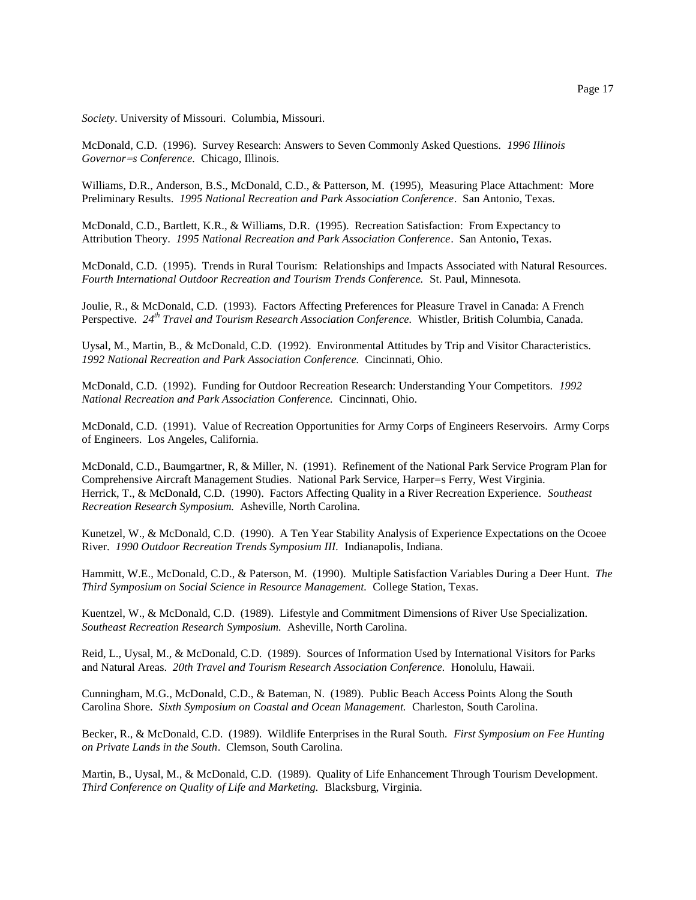*Society*. University of Missouri. Columbia, Missouri.

McDonald, C.D. (1996). Survey Research: Answers to Seven Commonly Asked Questions. *1996 Illinois Governor=s Conference*. Chicago, Illinois.

Williams, D.R., Anderson, B.S., McDonald, C.D., & Patterson, M. (1995), Measuring Place Attachment: More Preliminary Results. *1995 National Recreation and Park Association Conference*. San Antonio, Texas.

McDonald, C.D., Bartlett, K.R., & Williams, D.R. (1995). Recreation Satisfaction: From Expectancy to Attribution Theory. *1995 National Recreation and Park Association Conference*. San Antonio, Texas.

McDonald, C.D. (1995). Trends in Rural Tourism: Relationships and Impacts Associated with Natural Resources. *Fourth International Outdoor Recreation and Tourism Trends Conference.* St. Paul, Minnesota.

Joulie, R., & McDonald, C.D. (1993). Factors Affecting Preferences for Pleasure Travel in Canada: A French Perspective. *24th Travel and Tourism Research Association Conference.* Whistler, British Columbia, Canada.

Uysal, M., Martin, B., & McDonald, C.D. (1992). Environmental Attitudes by Trip and Visitor Characteristics. *1992 National Recreation and Park Association Conference.* Cincinnati, Ohio.

McDonald, C.D. (1992). Funding for Outdoor Recreation Research: Understanding Your Competitors. *1992 National Recreation and Park Association Conference.* Cincinnati, Ohio.

McDonald, C.D. (1991). Value of Recreation Opportunities for Army Corps of Engineers Reservoirs. Army Corps of Engineers. Los Angeles, California.

McDonald, C.D., Baumgartner, R, & Miller, N. (1991). Refinement of the National Park Service Program Plan for Comprehensive Aircraft Management Studies. National Park Service, Harper=s Ferry, West Virginia.
Herrick, T., & McDonald, C.D. (1990). Factors Affecting Quality in a River Recreation Experience. *Southeast Recreation Research Symposium.* Asheville, North Carolina.

Kunetzel, W., & McDonald, C.D. (1990). A Ten Year Stability Analysis of Experience Expectations on the Ocoee River. *1990 Outdoor Recreation Trends Symposium III.* Indianapolis, Indiana.

Hammitt, W.E., McDonald, C.D., & Paterson, M. (1990). Multiple Satisfaction Variables During a Deer Hunt. *The Third Symposium on Social Science in Resource Management.* College Station, Texas.

Kuentzel, W., & McDonald, C.D. (1989). Lifestyle and Commitment Dimensions of River Use Specialization. *Southeast Recreation Research Symposium.* Asheville, North Carolina.

Reid, L., Uysal, M., & McDonald, C.D. (1989). Sources of Information Used by International Visitors for Parks and Natural Areas. *20th Travel and Tourism Research Association Conference.* Honolulu, Hawaii.

Cunningham, M.G., McDonald, C.D., & Bateman, N. (1989). Public Beach Access Points Along the South Carolina Shore. *Sixth Symposium on Coastal and Ocean Management.* Charleston, South Carolina.

Becker, R., & McDonald, C.D. (1989). Wildlife Enterprises in the Rural South. *First Symposium on Fee Hunting on Private Lands in the South*. Clemson, South Carolina.

Martin, B., Uysal, M., & McDonald, C.D. (1989). Quality of Life Enhancement Through Tourism Development. *Third Conference on Quality of Life and Marketing.* Blacksburg, Virginia.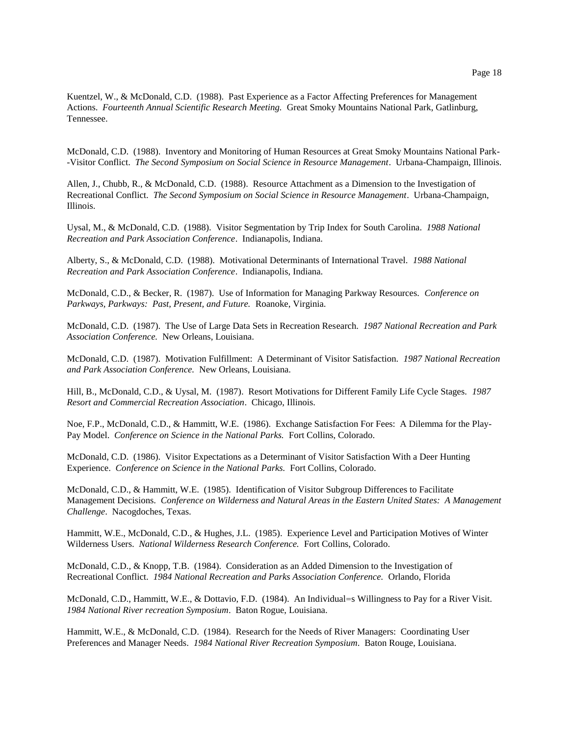Kuentzel, W., & McDonald, C.D. (1988). Past Experience as a Factor Affecting Preferences for Management Actions. *Fourteenth Annual Scientific Research Meeting.* Great Smoky Mountains National Park, Gatlinburg, Tennessee.

McDonald, C.D. (1988). Inventory and Monitoring of Human Resources at Great Smoky Mountains National Park--Visitor Conflict. *The Second Symposium on Social Science in Resource Management*. Urbana-Champaign, Illinois.

Allen, J., Chubb, R., & McDonald, C.D. (1988). Resource Attachment as a Dimension to the Investigation of Recreational Conflict. *The Second Symposium on Social Science in Resource Management*. Urbana-Champaign, Illinois.

Uysal, M., & McDonald, C.D. (1988). Visitor Segmentation by Trip Index for South Carolina. *1988 National Recreation and Park Association Conference*. Indianapolis, Indiana.

Alberty, S., & McDonald, C.D. (1988). Motivational Determinants of International Travel. *1988 National Recreation and Park Association Conference*. Indianapolis, Indiana.

McDonald, C.D., & Becker, R. (1987). Use of Information for Managing Parkway Resources. *Conference on Parkways, Parkways: Past, Present, and Future.* Roanoke, Virginia.

McDonald, C.D. (1987). The Use of Large Data Sets in Recreation Research. *1987 National Recreation and Park Association Conference.* New Orleans, Louisiana.

McDonald, C.D. (1987). Motivation Fulfillment: A Determinant of Visitor Satisfaction. *1987 National Recreation and Park Association Conference.* New Orleans, Louisiana.

Hill, B., McDonald, C.D., & Uysal, M. (1987). Resort Motivations for Different Family Life Cycle Stages. *1987 Resort and Commercial Recreation Association*. Chicago, Illinois.

Noe, F.P., McDonald, C.D., & Hammitt, W.E. (1986). Exchange Satisfaction For Fees: A Dilemma for the Play-Pay Model. *Conference on Science in the National Parks.* Fort Collins, Colorado.

McDonald, C.D. (1986). Visitor Expectations as a Determinant of Visitor Satisfaction With a Deer Hunting Experience. *Conference on Science in the National Parks.* Fort Collins, Colorado.

McDonald, C.D., & Hammitt, W.E. (1985). Identification of Visitor Subgroup Differences to Facilitate Management Decisions. *Conference on Wilderness and Natural Areas in the Eastern United States: A Management Challenge*. Nacogdoches, Texas.

Hammitt, W.E., McDonald, C.D., & Hughes, J.L. (1985). Experience Level and Participation Motives of Winter Wilderness Users. *National Wilderness Research Conference.* Fort Collins, Colorado.

McDonald, C.D., & Knopp, T.B. (1984). Consideration as an Added Dimension to the Investigation of Recreational Conflict. *1984 National Recreation and Parks Association Conference*. Orlando, Florida

McDonald, C.D., Hammitt, W.E., & Dottavio, F.D. (1984). An Individual=s Willingness to Pay for a River Visit. *1984 National River recreation Symposium*. Baton Rogue, Louisiana.

Hammitt, W.E., & McDonald, C.D. (1984). Research for the Needs of River Managers: Coordinating User Preferences and Manager Needs. *1984 National River Recreation Symposium*. Baton Rouge, Louisiana.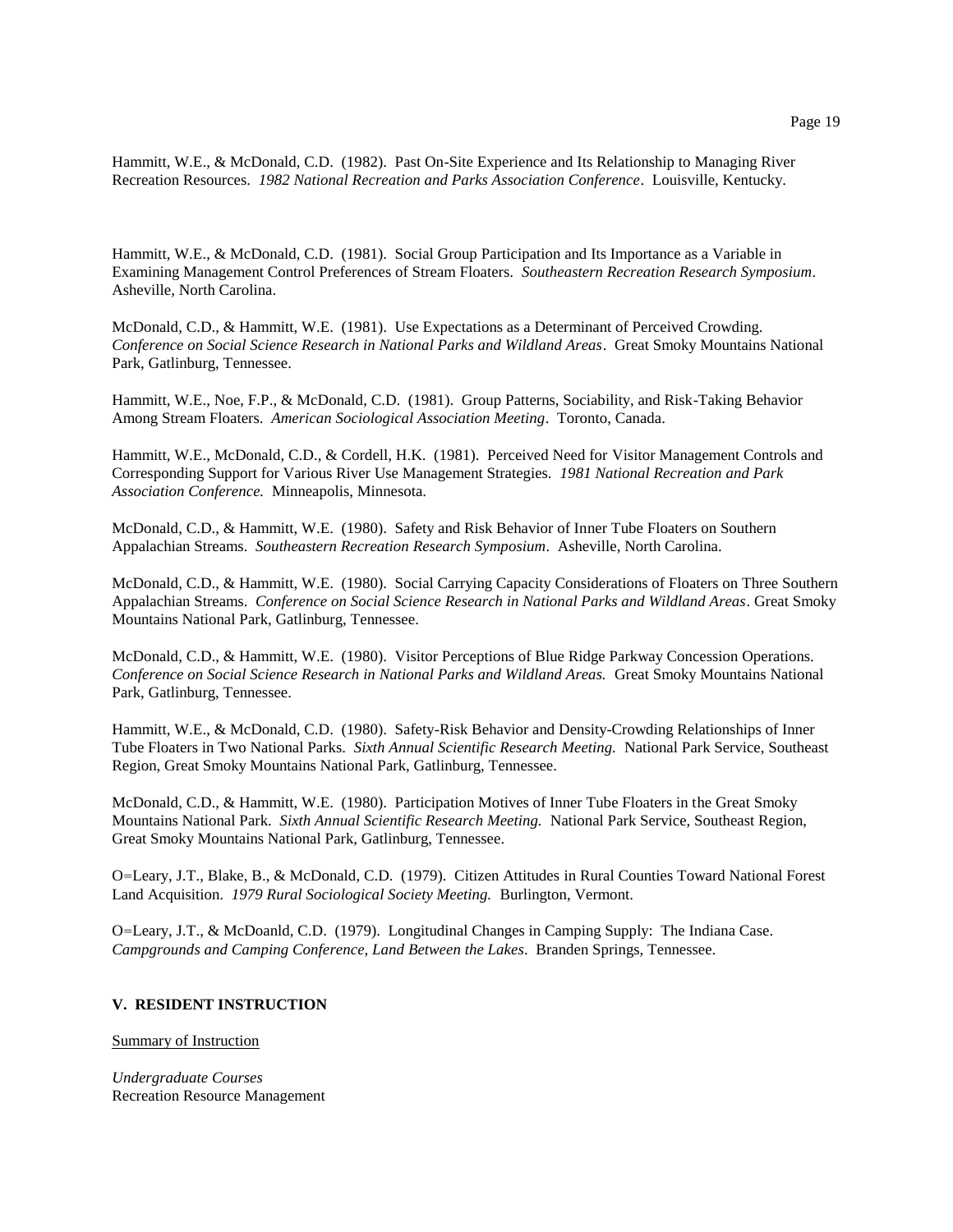Hammitt, W.E., & McDonald, C.D. (1982). Past On-Site Experience and Its Relationship to Managing River Recreation Resources. *1982 National Recreation and Parks Association Conference*. Louisville, Kentucky.

Hammitt, W.E., & McDonald, C.D. (1981). Social Group Participation and Its Importance as a Variable in Examining Management Control Preferences of Stream Floaters. *Southeastern Recreation Research Symposium*. Asheville, North Carolina.

McDonald, C.D., & Hammitt, W.E. (1981). Use Expectations as a Determinant of Perceived Crowding. *Conference on Social Science Research in National Parks and Wildland Areas*. Great Smoky Mountains National Park, Gatlinburg, Tennessee.

Hammitt, W.E., Noe, F.P., & McDonald, C.D. (1981). Group Patterns, Sociability, and Risk-Taking Behavior Among Stream Floaters. *American Sociological Association Meeting*. Toronto, Canada.

Hammitt, W.E., McDonald, C.D., & Cordell, H.K. (1981). Perceived Need for Visitor Management Controls and Corresponding Support for Various River Use Management Strategies. *1981 National Recreation and Park Association Conference.* Minneapolis, Minnesota.

McDonald, C.D., & Hammitt, W.E. (1980). Safety and Risk Behavior of Inner Tube Floaters on Southern Appalachian Streams. *Southeastern Recreation Research Symposium*. Asheville, North Carolina.

McDonald, C.D., & Hammitt, W.E. (1980). Social Carrying Capacity Considerations of Floaters on Three Southern Appalachian Streams. *Conference on Social Science Research in National Parks and Wildland Areas*. Great Smoky Mountains National Park, Gatlinburg, Tennessee.

McDonald, C.D., & Hammitt, W.E. (1980). Visitor Perceptions of Blue Ridge Parkway Concession Operations. *Conference on Social Science Research in National Parks and Wildland Areas.* Great Smoky Mountains National Park, Gatlinburg, Tennessee.

Hammitt, W.E., & McDonald, C.D. (1980). Safety-Risk Behavior and Density-Crowding Relationships of Inner Tube Floaters in Two National Parks. *Sixth Annual Scientific Research Meeting.* National Park Service, Southeast Region, Great Smoky Mountains National Park, Gatlinburg, Tennessee.

McDonald, C.D., & Hammitt, W.E. (1980). Participation Motives of Inner Tube Floaters in the Great Smoky Mountains National Park. *Sixth Annual Scientific Research Meeting.* National Park Service, Southeast Region, Great Smoky Mountains National Park, Gatlinburg, Tennessee.

O=Leary, J.T., Blake, B., & McDonald, C.D. (1979). Citizen Attitudes in Rural Counties Toward National Forest Land Acquisition. *1979 Rural Sociological Society Meeting.* Burlington, Vermont.

O=Leary, J.T., & McDoanld, C.D. (1979). Longitudinal Changes in Camping Supply: The Indiana Case. *Campgrounds and Camping Conference, Land Between the Lakes*. Branden Springs, Tennessee.

## V. RESIDENT INSTRUCTION

<u>Summary of Instruction</u>

*Undergraduate Courses*
Recreation Resource Management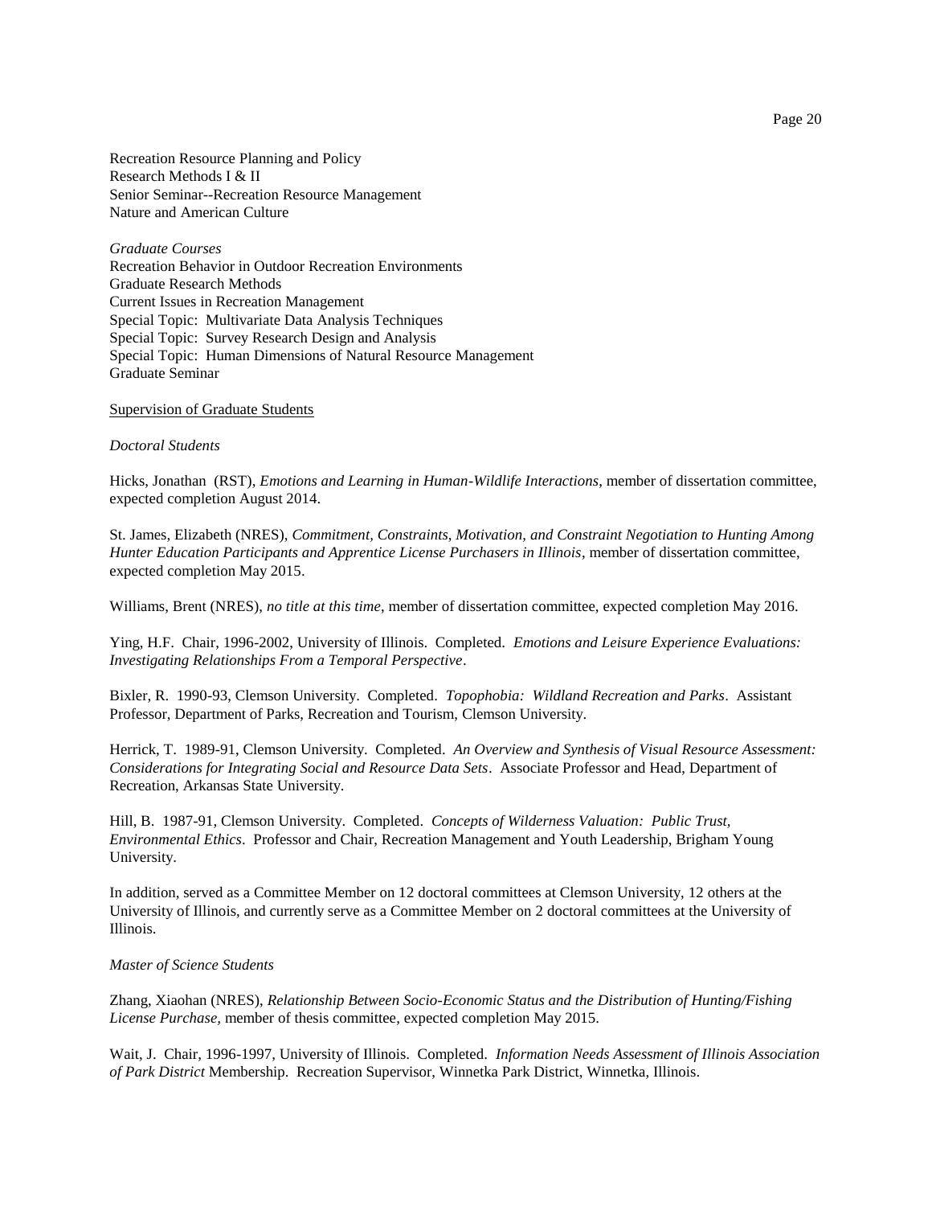Recreation Resource Planning and Policy
Research Methods I & II
Senior Seminar--Recreation Resource Management
Nature and American Culture

*Graduate Courses*
Recreation Behavior in Outdoor Recreation Environments
Graduate Research Methods
Current Issues in Recreation Management
Special Topic: Multivariate Data Analysis Techniques
Special Topic: Survey Research Design and Analysis
Special Topic: Human Dimensions of Natural Resource Management
Graduate Seminar

<u>Supervision of Graduate Students</u>

*Doctoral Students*

Hicks, Jonathan (RST), *Emotions and Learning in Human-Wildlife Interactions*, member of dissertation committee, expected completion August 2014.

St. James, Elizabeth (NRES), *Commitment, Constraints, Motivation, and Constraint Negotiation to Hunting Among Hunter Education Participants and Apprentice License Purchasers in Illinois*, member of dissertation committee, expected completion May 2015.

Williams, Brent (NRES), *no title at this time*, member of dissertation committee, expected completion May 2016.

Ying, H.F. Chair, 1996-2002, University of Illinois. Completed. *Emotions and Leisure Experience Evaluations: Investigating Relationships From a Temporal Perspective*.

Bixler, R. 1990-93, Clemson University. Completed. *Topophobia: Wildland Recreation and Parks*. Assistant Professor, Department of Parks, Recreation and Tourism, Clemson University.

Herrick, T. 1989-91, Clemson University. Completed. *An Overview and Synthesis of Visual Resource Assessment: Considerations for Integrating Social and Resource Data Sets*. Associate Professor and Head, Department of Recreation, Arkansas State University.

Hill, B. 1987-91, Clemson University. Completed. *Concepts of Wilderness Valuation: Public Trust, Environmental Ethics*. Professor and Chair, Recreation Management and Youth Leadership, Brigham Young University.

In addition, served as a Committee Member on 12 doctoral committees at Clemson University, 12 others at the University of Illinois, and currently serve as a Committee Member on 2 doctoral committees at the University of Illinois.

*Master of Science Students*

Zhang, Xiaohan (NRES), *Relationship Between Socio-Economic Status and the Distribution of Hunting/Fishing License Purchase,* member of thesis committee, expected completion May 2015.

Wait, J. Chair, 1996-1997, University of Illinois. Completed. *Information Needs Assessment of Illinois Association of Park District* Membership. Recreation Supervisor, Winnetka Park District, Winnetka, Illinois.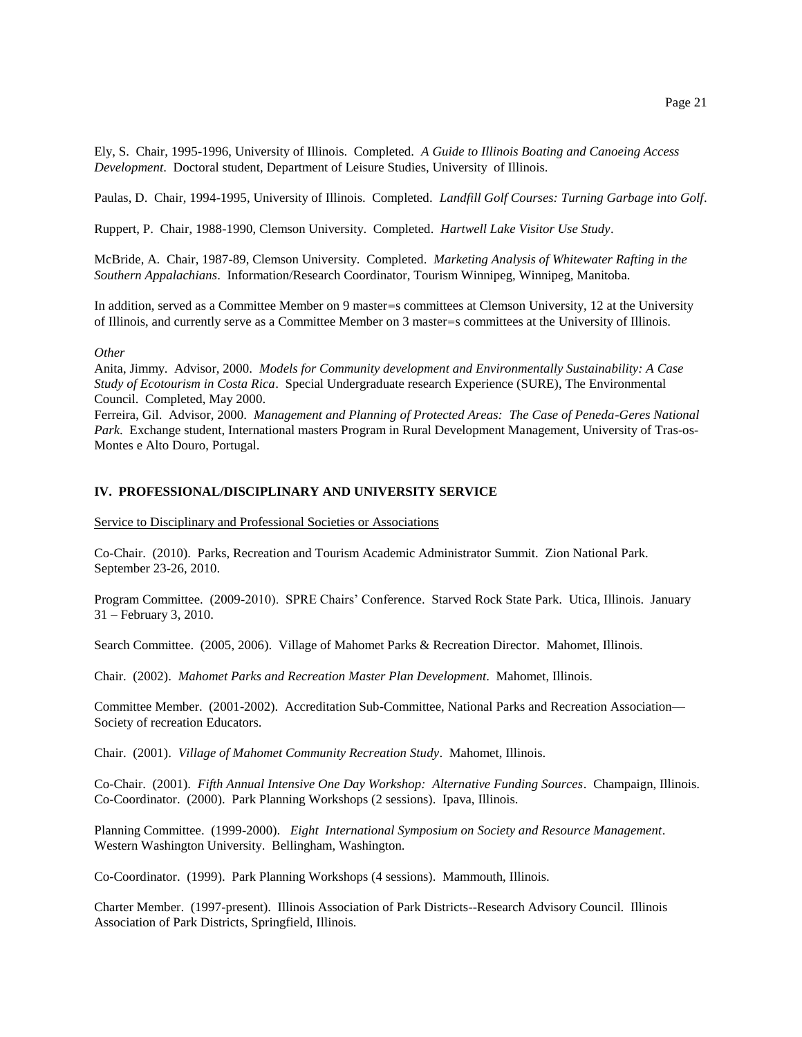Ely, S.  Chair, 1995-1996, University of Illinois.  Completed.  *A Guide to Illinois Boating and Canoeing Access Development*.  Doctoral student, Department of Leisure Studies, University  of Illinois.

Paulas, D.  Chair, 1994-1995, University of Illinois.  Completed.  *Landfill Golf Courses: Turning Garbage into Golf*.

Ruppert, P.  Chair, 1988-1990, Clemson University.  Completed.  *Hartwell Lake Visitor Use Study*.

McBride, A.  Chair, 1987-89, Clemson University.  Completed.  *Marketing Analysis of Whitewater Rafting in the Southern Appalachians*.  Information/Research Coordinator, Tourism Winnipeg, Winnipeg, Manitoba.

In addition, served as a Committee Member on 9 master=s committees at Clemson University, 12 at the University of Illinois, and currently serve as a Committee Member on 3 master=s committees at the University of Illinois.

*Other*

Anita, Jimmy.  Advisor, 2000.  *Models for Community development and Environmentally Sustainability: A Case Study of Ecotourism in Costa Rica*.  Special Undergraduate research Experience (SURE), The Environmental Council.  Completed, May 2000.

Ferreira, Gil.  Advisor, 2000.  *Management and Planning of Protected Areas:  The Case of Peneda-Geres National Park*.  Exchange student, International masters Program in Rural Development Management, University of Tras-os-Montes e Alto Douro, Portugal.

## IV.  PROFESSIONAL/DISCIPLINARY AND UNIVERSITY SERVICE

Service to Disciplinary and Professional Societies or Associations

Co-Chair.  (2010).  Parks, Recreation and Tourism Academic Administrator Summit.  Zion National Park.  September 23-26, 2010.

Program Committee.  (2009-2010).  SPRE Chairs' Conference.  Starved Rock State Park.  Utica, Illinois.  January 31 – February 3, 2010.

Search Committee.  (2005, 2006).  Village of Mahomet Parks & Recreation Director.  Mahomet, Illinois.

Chair.  (2002).  *Mahomet Parks and Recreation Master Plan Development*.  Mahomet, Illinois.

Committee Member.  (2001-2002).  Accreditation Sub-Committee, National Parks and Recreation Association—Society of recreation Educators.

Chair.  (2001).  *Village of Mahomet Community Recreation Study*.  Mahomet, Illinois.

Co-Chair.  (2001).  *Fifth Annual Intensive One Day Workshop:  Alternative Funding Sources*.  Champaign, Illinois.
Co-Coordinator.  (2000).  Park Planning Workshops (2 sessions).  Ipava, Illinois.

Planning Committee.  (1999-2000).  *Eight  International Symposium on Society and Resource Management*.  Western Washington University.  Bellingham, Washington.

Co-Coordinator.  (1999).  Park Planning Workshops (4 sessions).  Mammouth, Illinois.

Charter Member.  (1997-present).  Illinois Association of Park Districts--Research Advisory Council.  Illinois Association of Park Districts, Springfield, Illinois.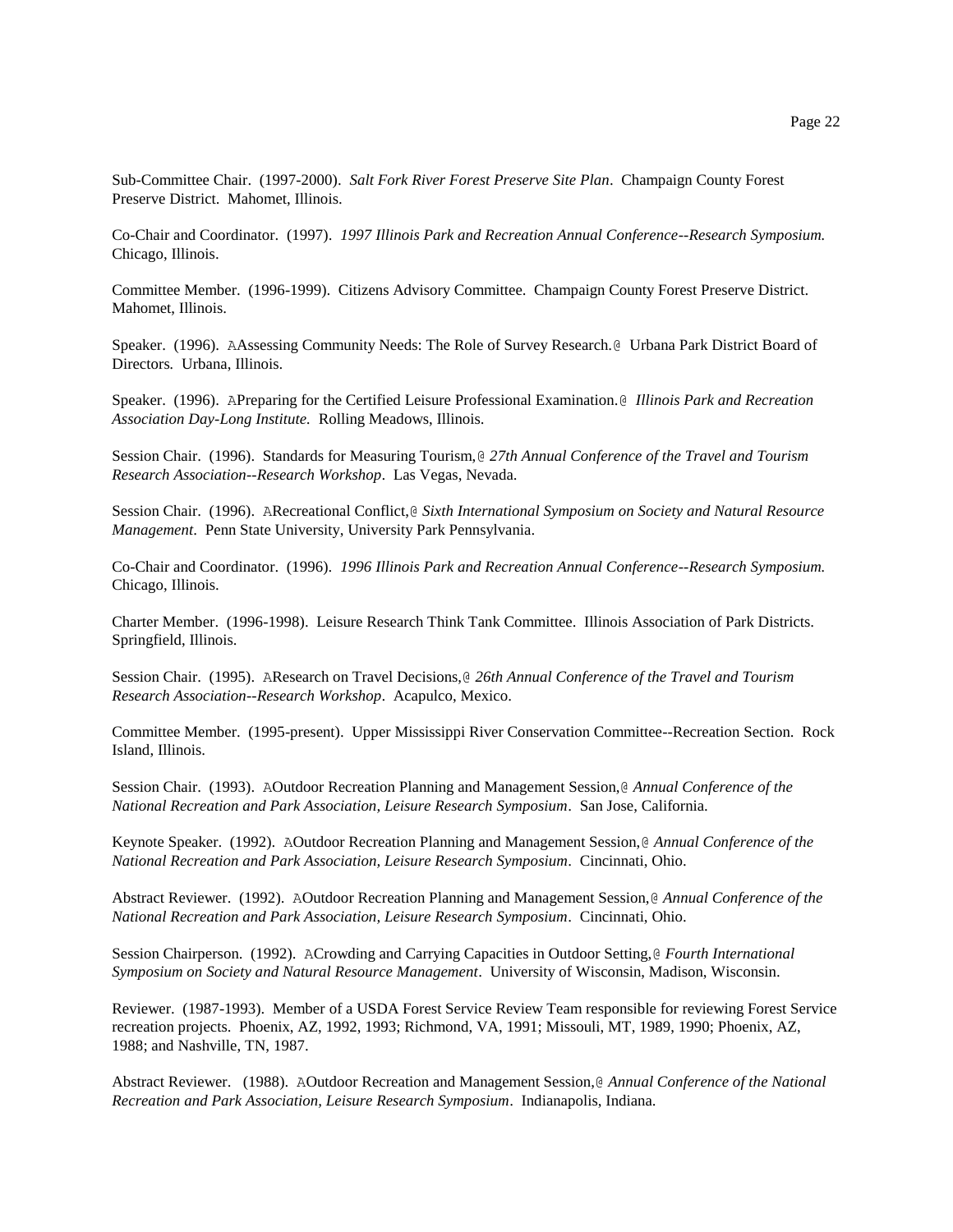Sub-Committee Chair. (1997-2000). *Salt Fork River Forest Preserve Site Plan*. Champaign County Forest Preserve District. Mahomet, Illinois.

Co-Chair and Coordinator. (1997). *1997 Illinois Park and Recreation Annual Conference--Research Symposium.* Chicago, Illinois.

Committee Member. (1996-1999). Citizens Advisory Committee. Champaign County Forest Preserve District. Mahomet, Illinois.

Speaker. (1996). AAssessing Community Needs: The Role of Survey Research.@ Urbana Park District Board of Directors. Urbana, Illinois.

Speaker. (1996). APreparing for the Certified Leisure Professional Examination.@ *Illinois Park and Recreation Association Day-Long Institute.* Rolling Meadows, Illinois.

Session Chair. (1996). Standards for Measuring Tourism,@ *27th Annual Conference of the Travel and Tourism Research Association--Research Workshop*. Las Vegas, Nevada.

Session Chair. (1996). ARecreational Conflict,@ *Sixth International Symposium on Society and Natural Resource Management*. Penn State University, University Park Pennsylvania.

Co-Chair and Coordinator. (1996). *1996 Illinois Park and Recreation Annual Conference--Research Symposium.* Chicago, Illinois.

Charter Member. (1996-1998). Leisure Research Think Tank Committee. Illinois Association of Park Districts. Springfield, Illinois.

Session Chair. (1995). AResearch on Travel Decisions,@ *26th Annual Conference of the Travel and Tourism Research Association--Research Workshop*. Acapulco, Mexico.

Committee Member. (1995-present). Upper Mississippi River Conservation Committee--Recreation Section. Rock Island, Illinois.

Session Chair. (1993). AOutdoor Recreation Planning and Management Session,@ *Annual Conference of the National Recreation and Park Association, Leisure Research Symposium*. San Jose, California.

Keynote Speaker. (1992). AOutdoor Recreation Planning and Management Session,@ *Annual Conference of the National Recreation and Park Association, Leisure Research Symposium*. Cincinnati, Ohio.

Abstract Reviewer. (1992). AOutdoor Recreation Planning and Management Session,@ *Annual Conference of the National Recreation and Park Association, Leisure Research Symposium*. Cincinnati, Ohio.

Session Chairperson. (1992). ACrowding and Carrying Capacities in Outdoor Setting,@ *Fourth International Symposium on Society and Natural Resource Management*. University of Wisconsin, Madison, Wisconsin.

Reviewer. (1987-1993). Member of a USDA Forest Service Review Team responsible for reviewing Forest Service recreation projects. Phoenix, AZ, 1992, 1993; Richmond, VA, 1991; Missouli, MT, 1989, 1990; Phoenix, AZ, 1988; and Nashville, TN, 1987.

Abstract Reviewer. (1988). AOutdoor Recreation and Management Session,@ *Annual Conference of the National Recreation and Park Association, Leisure Research Symposium*. Indianapolis, Indiana.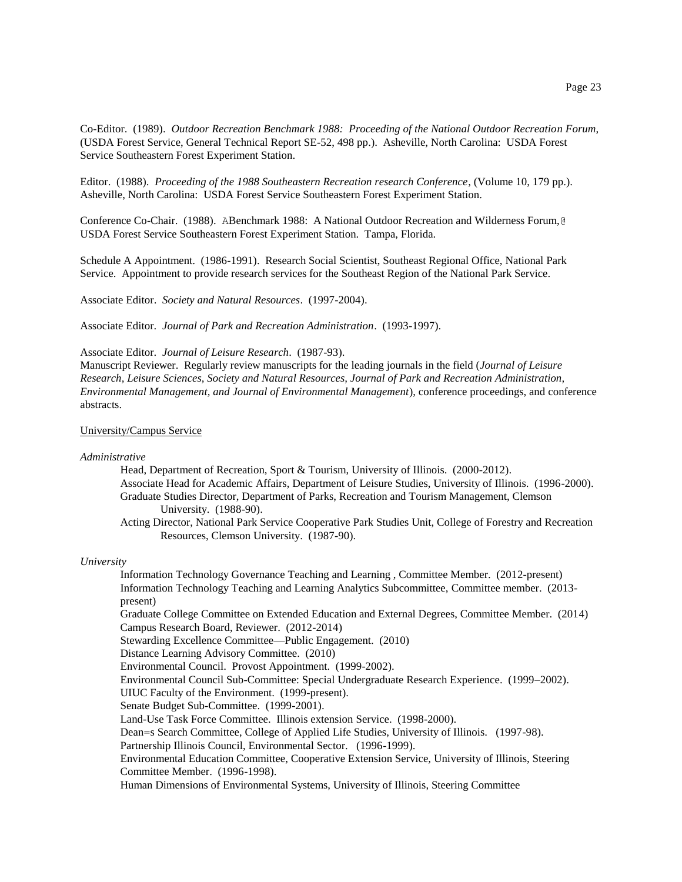Co-Editor. (1989). *Outdoor Recreation Benchmark 1988: Proceeding of the National Outdoor Recreation Forum*, (USDA Forest Service, General Technical Report SE-52, 498 pp.). Asheville, North Carolina: USDA Forest Service Southeastern Forest Experiment Station.

Editor. (1988). *Proceeding of the 1988 Southeastern Recreation research Conference*, (Volume 10, 179 pp.). Asheville, North Carolina: USDA Forest Service Southeastern Forest Experiment Station.

Conference Co-Chair. (1988). ABenchmark 1988: A National Outdoor Recreation and Wilderness Forum,@ USDA Forest Service Southeastern Forest Experiment Station. Tampa, Florida.

Schedule A Appointment. (1986-1991). Research Social Scientist, Southeast Regional Office, National Park Service. Appointment to provide research services for the Southeast Region of the National Park Service.

Associate Editor. *Society and Natural Resources*. (1997-2004).

Associate Editor. *Journal of Park and Recreation Administration*. (1993-1997).

Associate Editor. *Journal of Leisure Research*. (1987-93).
Manuscript Reviewer. Regularly review manuscripts for the leading journals in the field (*Journal of Leisure Research, Leisure Sciences, Society and Natural Resources, Journal of Park and Recreation Administration, Environmental Management, and Journal of Environmental Management*), conference proceedings, and conference abstracts.

<u>University/Campus Service</u>

*Administrative*

Head, Department of Recreation, Sport & Tourism, University of Illinois. (2000-2012).
Associate Head for Academic Affairs, Department of Leisure Studies, University of Illinois. (1996-2000).
Graduate Studies Director, Department of Parks, Recreation and Tourism Management, Clemson University. (1988-90).
Acting Director, National Park Service Cooperative Park Studies Unit, College of Forestry and Recreation Resources, Clemson University. (1987-90).

*University*

Information Technology Governance Teaching and Learning , Committee Member. (2012-present)
Information Technology Teaching and Learning Analytics Subcommittee, Committee member. (2013-present)
Graduate College Committee on Extended Education and External Degrees, Committee Member. (2014)
Campus Research Board, Reviewer. (2012-2014)
Stewarding Excellence Committee—Public Engagement. (2010)
Distance Learning Advisory Committee. (2010)
Environmental Council. Provost Appointment. (1999-2002).
Environmental Council Sub-Committee: Special Undergraduate Research Experience. (1999–2002).
UIUC Faculty of the Environment. (1999-present).
Senate Budget Sub-Committee. (1999-2001).
Land-Use Task Force Committee. Illinois extension Service. (1998-2000).
Dean=s Search Committee, College of Applied Life Studies, University of Illinois. (1997-98).
Partnership Illinois Council, Environmental Sector. (1996-1999).
Environmental Education Committee, Cooperative Extension Service, University of Illinois, Steering Committee Member. (1996-1998).
Human Dimensions of Environmental Systems, University of Illinois, Steering Committee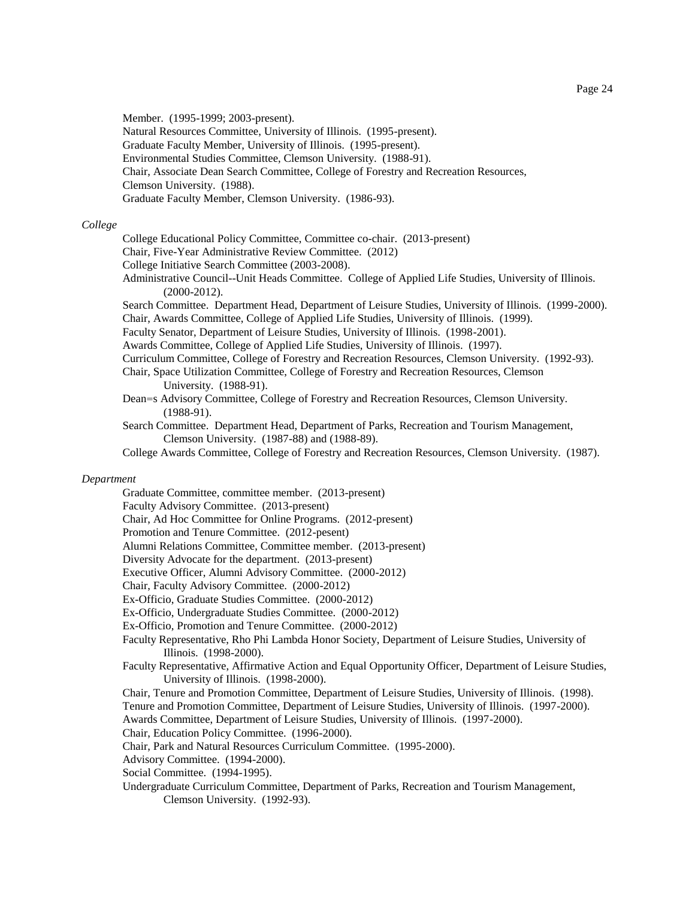Member. (1995-1999; 2003-present).
Natural Resources Committee, University of Illinois. (1995-present).
Graduate Faculty Member, University of Illinois. (1995-present).
Environmental Studies Committee, Clemson University. (1988-91).
Chair, Associate Dean Search Committee, College of Forestry and Recreation Resources, Clemson University. (1988).
Graduate Faculty Member, Clemson University. (1986-93).

*College*

College Educational Policy Committee, Committee co-chair. (2013-present)
Chair, Five-Year Administrative Review Committee. (2012)
College Initiative Search Committee (2003-2008).
Administrative Council--Unit Heads Committee. College of Applied Life Studies, University of Illinois. (2000-2012).
Search Committee. Department Head, Department of Leisure Studies, University of Illinois. (1999-2000).
Chair, Awards Committee, College of Applied Life Studies, University of Illinois. (1999).
Faculty Senator, Department of Leisure Studies, University of Illinois. (1998-2001).
Awards Committee, College of Applied Life Studies, University of Illinois. (1997).
Curriculum Committee, College of Forestry and Recreation Resources, Clemson University. (1992-93).
Chair, Space Utilization Committee, College of Forestry and Recreation Resources, Clemson University. (1988-91).
Dean=s Advisory Committee, College of Forestry and Recreation Resources, Clemson University. (1988-91).
Search Committee. Department Head, Department of Parks, Recreation and Tourism Management, Clemson University. (1987-88) and (1988-89).
College Awards Committee, College of Forestry and Recreation Resources, Clemson University. (1987).

*Department*

Graduate Committee, committee member. (2013-present)
Faculty Advisory Committee. (2013-present)
Chair, Ad Hoc Committee for Online Programs. (2012-present)
Promotion and Tenure Committee. (2012-pesent)
Alumni Relations Committee, Committee member. (2013-present)
Diversity Advocate for the department. (2013-present)
Executive Officer, Alumni Advisory Committee. (2000-2012)
Chair, Faculty Advisory Committee. (2000-2012)
Ex-Officio, Graduate Studies Committee. (2000-2012)
Ex-Officio, Undergraduate Studies Committee. (2000-2012)
Ex-Officio, Promotion and Tenure Committee. (2000-2012)
Faculty Representative, Rho Phi Lambda Honor Society, Department of Leisure Studies, University of Illinois. (1998-2000).
Faculty Representative, Affirmative Action and Equal Opportunity Officer, Department of Leisure Studies, University of Illinois. (1998-2000).
Chair, Tenure and Promotion Committee, Department of Leisure Studies, University of Illinois. (1998).
Tenure and Promotion Committee, Department of Leisure Studies, University of Illinois. (1997-2000).
Awards Committee, Department of Leisure Studies, University of Illinois. (1997-2000).
Chair, Education Policy Committee. (1996-2000).
Chair, Park and Natural Resources Curriculum Committee. (1995-2000).
Advisory Committee. (1994-2000).
Social Committee. (1994-1995).
Undergraduate Curriculum Committee, Department of Parks, Recreation and Tourism Management, Clemson University. (1992-93).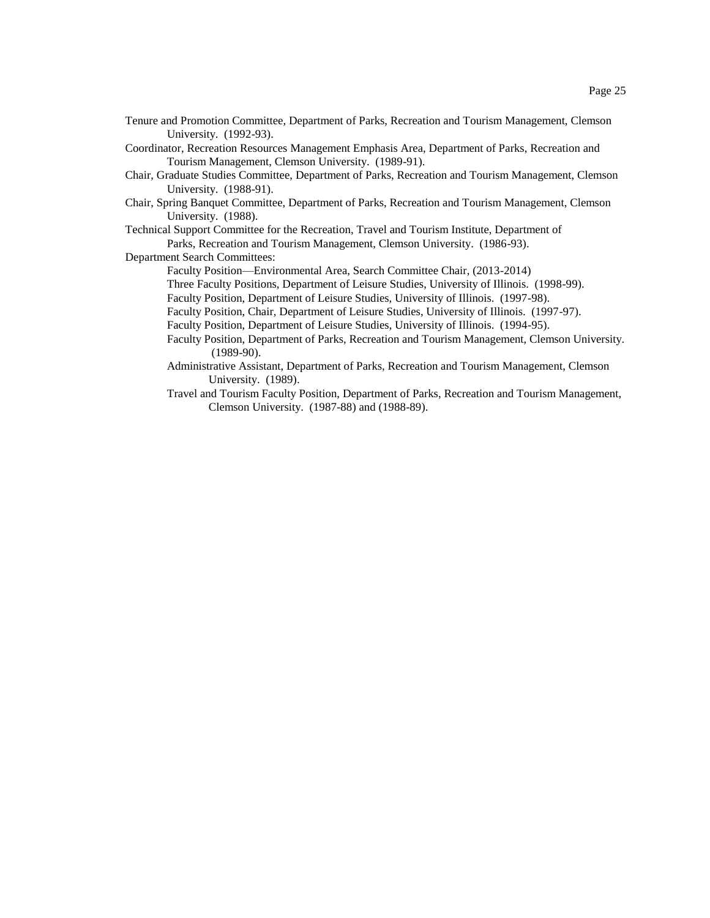Tenure and Promotion Committee, Department of Parks, Recreation and Tourism Management, Clemson University. (1992-93).

Coordinator, Recreation Resources Management Emphasis Area, Department of Parks, Recreation and Tourism Management, Clemson University. (1989-91).

Chair, Graduate Studies Committee, Department of Parks, Recreation and Tourism Management, Clemson University. (1988-91).

Chair, Spring Banquet Committee, Department of Parks, Recreation and Tourism Management, Clemson University. (1988).

Technical Support Committee for the Recreation, Travel and Tourism Institute, Department of Parks, Recreation and Tourism Management, Clemson University. (1986-93).

Department Search Committees:

- Faculty Position—Environmental Area, Search Committee Chair, (2013-2014)
- Three Faculty Positions, Department of Leisure Studies, University of Illinois. (1998-99).
- Faculty Position, Department of Leisure Studies, University of Illinois. (1997-98).
- Faculty Position, Chair, Department of Leisure Studies, University of Illinois. (1997-97).
- Faculty Position, Department of Leisure Studies, University of Illinois. (1994-95).
- Faculty Position, Department of Parks, Recreation and Tourism Management, Clemson University. (1989-90).
- Administrative Assistant, Department of Parks, Recreation and Tourism Management, Clemson University. (1989).
- Travel and Tourism Faculty Position, Department of Parks, Recreation and Tourism Management, Clemson University. (1987-88) and (1988-89).